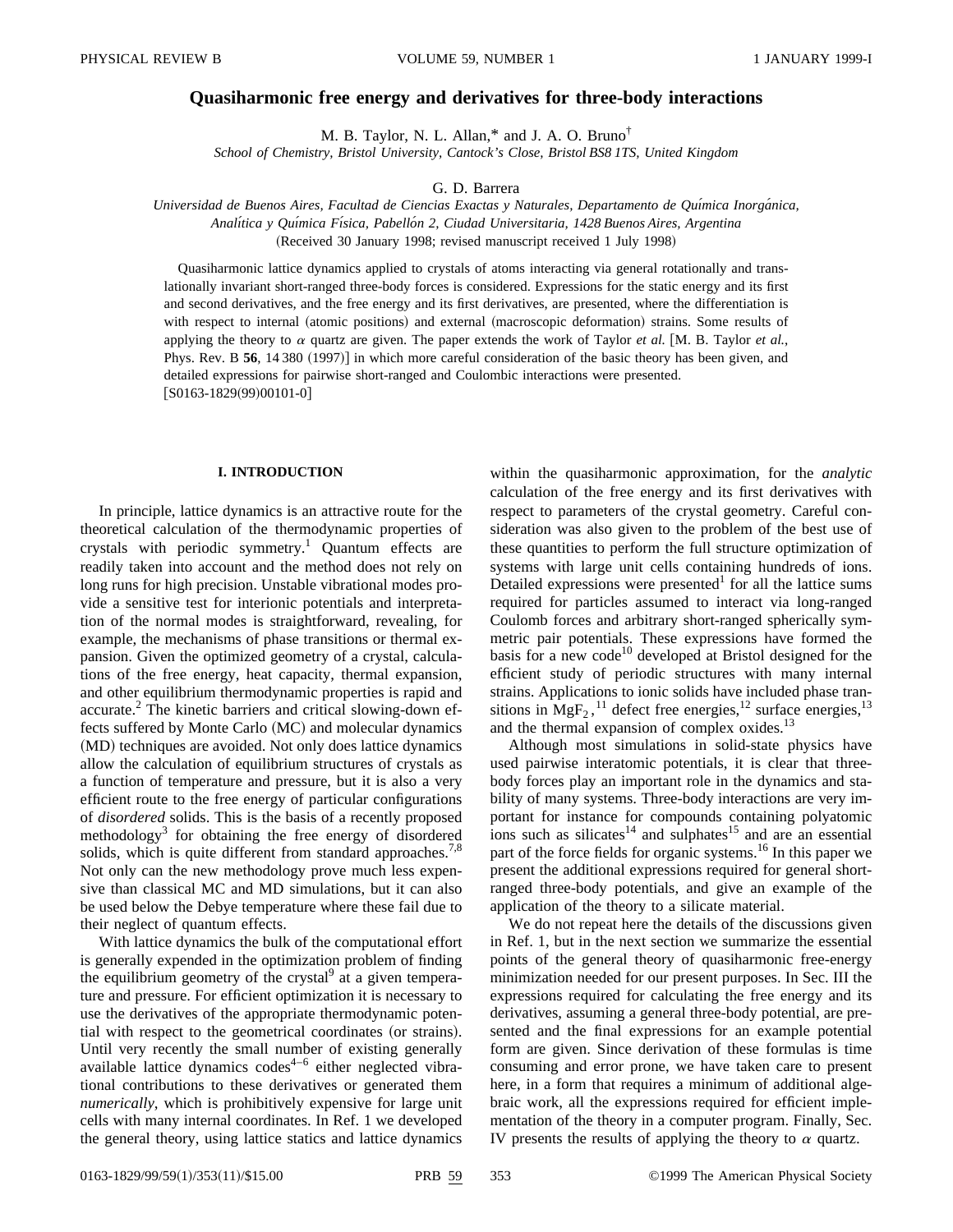# Quasiharmonic free energy and derivatives for three-body interactions

M. B. Taylor, N. L. Allan,* and J. A. O. Bruno†

*School of Chemistry, Bristol University, Cantock's Close, Bristol BS8 1TS, United Kingdom*

G. D. Barrera

*Universidad de Buenos Aires, Facultad de Ciencias Exactas y Naturales, Departamento de Química Inorgánica, Analítica y Química Física, Pabellón 2, Ciudad Universitaria, 1428 Buenos Aires, Argentina*

(Received 30 January 1998; revised manuscript received 1 July 1998)

Quasiharmonic lattice dynamics applied to crystals of atoms interacting via general rotationally and translationally invariant short-ranged three-body forces is considered. Expressions for the static energy and its first and second derivatives, and the free energy and its first derivatives, are presented, where the differentiation is with respect to internal (atomic positions) and external (macroscopic deformation) strains. Some results of applying the theory to $\alpha$ quartz are given. The paper extends the work of Taylor *et al.* [M. B. Taylor *et al.*, Phys. Rev. B **56**, 14 380 (1997)] in which more careful consideration of the basic theory has been given, and detailed expressions for pairwise short-ranged and Coulombic interactions were presented. [S0163-1829(99)00101-0]

## I. INTRODUCTION

In principle, lattice dynamics is an attractive route for the theoretical calculation of the thermodynamic properties of crystals with periodic symmetry.[1] Quantum effects are readily taken into account and the method does not rely on long runs for high precision. Unstable vibrational modes provide a sensitive test for interionic potentials and interpretation of the normal modes is straightforward, revealing, for example, the mechanisms of phase transitions or thermal expansion. Given the optimized geometry of a crystal, calculations of the free energy, heat capacity, thermal expansion, and other equilibrium thermodynamic properties is rapid and accurate.[2] The kinetic barriers and critical slowing-down effects suffered by Monte Carlo (MC) and molecular dynamics (MD) techniques are avoided. Not only does lattice dynamics allow the calculation of equilibrium structures of crystals as a function of temperature and pressure, but it is also a very efficient route to the free energy of particular configurations of *disordered* solids. This is the basis of a recently proposed methodology[3] for obtaining the free energy of disordered solids, which is quite different from standard approaches.[7,8] Not only can the new methodology prove much less expensive than classical MC and MD simulations, but it can also be used below the Debye temperature where these fail due to their neglect of quantum effects.

With lattice dynamics the bulk of the computational effort is generally expended in the optimization problem of finding the equilibrium geometry of the crystal[9] at a given temperature and pressure. For efficient optimization it is necessary to use the derivatives of the appropriate thermodynamic potential with respect to the geometrical coordinates (or strains). Until very recently the small number of existing generally available lattice dynamics codes[4–6] either neglected vibrational contributions to these derivatives or generated them *numerically*, which is prohibitively expensive for large unit cells with many internal coordinates. In Ref. 1 we developed the general theory, using lattice statics and lattice dynamics within the quasiharmonic approximation, for the *analytic* calculation of the free energy and its first derivatives with respect to parameters of the crystal geometry. Careful consideration was also given to the problem of the best use of these quantities to perform the full structure optimization of systems with large unit cells containing hundreds of ions. Detailed expressions were presented[1] for all the lattice sums required for particles assumed to interact via long-ranged Coulomb forces and arbitrary short-ranged spherically symmetric pair potentials. These expressions have formed the basis for a new code[10] developed at Bristol designed for the efficient study of periodic structures with many internal strains. Applications to ionic solids have included phase transitions in $MgF_2$,[11] defect free energies,[12] surface energies,[13] and the thermal expansion of complex oxides.[13]

Although most simulations in solid-state physics have used pairwise interatomic potentials, it is clear that three-body forces play an important role in the dynamics and stability of many systems. Three-body interactions are very important for instance for compounds containing polyatomic ions such as silicates[14] and sulphates[15] and are an essential part of the force fields for organic systems.[16] In this paper we present the additional expressions required for general short-ranged three-body potentials, and give an example of the application of the theory to a silicate material.

We do not repeat here the details of the discussions given in Ref. 1, but in the next section we summarize the essential points of the general theory of quasiharmonic free-energy minimization needed for our present purposes. In Sec. III the expressions required for calculating the free energy and its derivatives, assuming a general three-body potential, are presented and the final expressions for an example potential form are given. Since derivation of these formulas is time consuming and error prone, we have taken care to present here, in a form that requires a minimum of additional algebraic work, all the expressions required for efficient implementation of the theory in a computer program. Finally, Sec. IV presents the results of applying the theory to $\alpha$ quartz.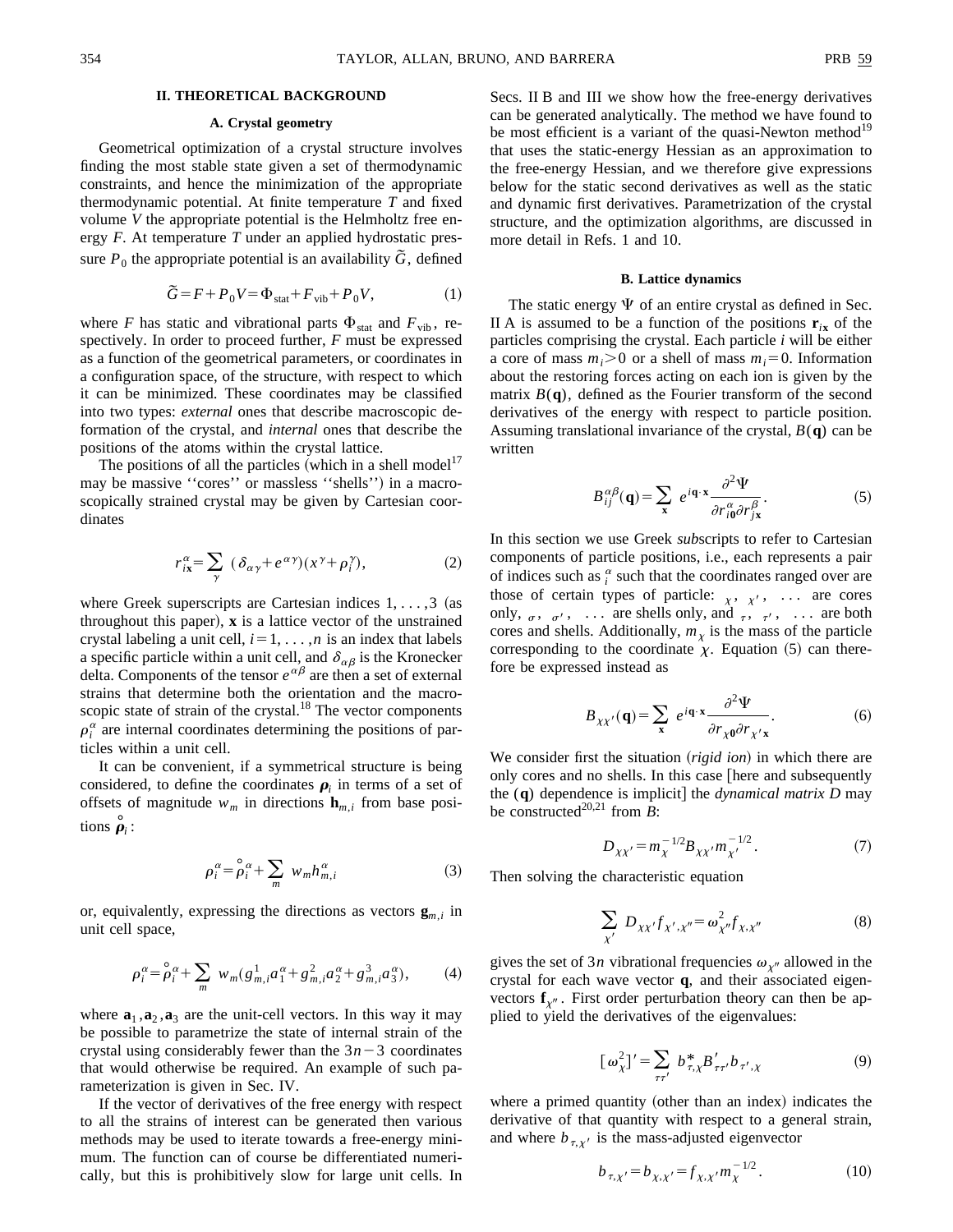## II. THEORETICAL BACKGROUND

### A. Crystal geometry

Geometrical optimization of a crystal structure involves finding the most stable state given a set of thermodynamic constraints, and hence the minimization of the appropriate thermodynamic potential. At finite temperature $T$ and fixed volume $V$ the appropriate potential is the Helmholtz free energy $F$. At temperature $T$ under an applied hydrostatic pressure $P_0$ the appropriate potential is an availability $\tilde{G}$, defined

$$\tilde{G} = F + P_0 V = \Phi_{\text{stat}} + F_{\text{vib}} + P_0 V, \tag{1}$$

where $F$ has static and vibrational parts $\Phi_{\text{stat}}$ and $F_{\text{vib}}$, respectively. In order to proceed further, $F$ must be expressed as a function of the geometrical parameters, or coordinates in a configuration space, of the structure, with respect to which it can be minimized. These coordinates may be classified into two types: *external* ones that describe macroscopic deformation of the crystal, and *internal* ones that describe the positions of the atoms within the crystal lattice.

The positions of all the particles (which in a shell model[17] may be massive "cores" or massless "shells") in a macroscopically strained crystal may be given by Cartesian coordinates

$$r^{\alpha}_{i\mathbf{x}} = \sum_{\gamma} (\delta_{\alpha\gamma} + e^{\alpha\gamma})(x^{\gamma} + \rho^{\gamma}_{i}), \tag{2}$$

where Greek superscripts are Cartesian indices $1,\ldots,3$ (as throughout this paper), $\mathbf{x}$ is a lattice vector of the unstrained crystal labeling a unit cell, $i=1,\ldots,n$ is an index that labels a specific particle within a unit cell, and $\delta_{\alpha\beta}$ is the Kronecker delta. Components of the tensor $e^{\alpha\beta}$ are then a set of external strains that determine both the orientation and the macroscopic state of strain of the crystal.[18] The vector components $\rho^{\alpha}_{i}$ are internal coordinates determining the positions of particles within a unit cell.

It can be convenient, if a symmetrical structure is being considered, to define the coordinates $\boldsymbol{\rho}_i$ in terms of a set of offsets of magnitude $w_m$ in directions $\mathbf{h}_{m,i}$ from base positions $\mathring{\boldsymbol{\rho}}_i$:

$$\rho^{\alpha}_{i} = \mathring{\rho}^{\alpha}_{i} + \sum_{m} w_m h^{\alpha}_{m,i} \tag{3}$$

or, equivalently, expressing the directions as vectors $\mathbf{g}_{m,i}$ in unit cell space,

$$\rho^{\alpha}_{i} = \mathring{\rho}^{\alpha}_{i} + \sum_{m} w_m (g^{1}_{m,i} a^{\alpha}_{1} + g^{2}_{m,i} a^{\alpha}_{2} + g^{3}_{m,i} a^{\alpha}_{3}), \tag{4}$$

where $\mathbf{a}_1, \mathbf{a}_2, \mathbf{a}_3$ are the unit-cell vectors. In this way it may be possible to parametrize the state of internal strain of the crystal using considerably fewer than the $3n-3$ coordinates that would otherwise be required. An example of such parameterization is given in Sec. IV.

If the vector of derivatives of the free energy with respect to all the strains of interest can be generated then various methods may be used to iterate towards a free-energy minimum. The function can of course be differentiated numerically, but this is prohibitively slow for large unit cells. In Secs. II B and III we show how the free-energy derivatives can be generated analytically. The method we have found to be most efficient is a variant of the quasi-Newton method[19] that uses the static-energy Hessian as an approximation to the free-energy Hessian, and we therefore give expressions below for the static second derivatives as well as the static and dynamic first derivatives. Parametrization of the crystal structure, and the optimization algorithms, are discussed in more detail in Refs. 1 and 10.

### B. Lattice dynamics

The static energy $\Psi$ of an entire crystal as defined in Sec. II A is assumed to be a function of the positions $\mathbf{r}_{i\mathbf{x}}$ of the particles comprising the crystal. Each particle $i$ will be either a core of mass $m_i > 0$ or a shell of mass $m_i = 0$. Information about the restoring forces acting on each ion is given by the matrix $B(\mathbf{q})$, defined as the Fourier transform of the second derivatives of the energy with respect to particle position. Assuming translational invariance of the crystal, $B(\mathbf{q})$ can be written

$$B^{\alpha\beta}_{ij}(\mathbf{q}) = \sum_{\mathbf{x}} e^{i\mathbf{q}\cdot\mathbf{x}} \frac{\partial^2 \Psi}{\partial r^{\alpha}_{i\mathbf{0}} \partial r^{\beta}_{j\mathbf{x}}}. \tag{5}$$

In this section we use Greek *sub*scripts to refer to Cartesian components of particle positions, i.e., each represents a pair of indices such as $^{\alpha}_{i}$ such that the coordinates ranged over are those of certain types of particle: $_{\chi}$, $_{\chi'}$, $\ldots$ are cores only, $_{\sigma}$, $_{\sigma'}$, $\ldots$ are shells only, and $_{\tau}$, $_{\tau'}$, $\ldots$ are both cores and shells. Additionally, $m_{\chi}$ is the mass of the particle corresponding to the coordinate $\chi$. Equation (5) can therefore be expressed instead as

$$B_{\chi\chi'}(\mathbf{q}) = \sum_{\mathbf{x}} e^{i\mathbf{q}\cdot\mathbf{x}} \frac{\partial^2 \Psi}{\partial r_{\chi\mathbf{0}} \partial r_{\chi'\mathbf{x}}}. \tag{6}$$

We consider first the situation (*rigid ion*) in which there are only cores and no shells. In this case [here and subsequently the $(\mathbf{q})$ dependence is implicit] the *dynamical matrix* $D$ may be constructed[20,21] from $B$:

$$D_{\chi\chi'} = m_{\chi}^{-1/2} B_{\chi\chi'} m_{\chi'}^{-1/2}. \tag{7}$$

Then solving the characteristic equation

$$\sum_{\chi'} D_{\chi\chi'} f_{\chi',\chi''} = \omega^2_{\chi''} f_{\chi,\chi''} \tag{8}$$

gives the set of $3n$ vibrational frequencies $\omega_{\chi''}$ allowed in the crystal for each wave vector $\mathbf{q}$, and their associated eigenvectors $\mathbf{f}_{\chi''}$. First order perturbation theory can then be applied to yield the derivatives of the eigenvalues:

$$[\omega^2_{\chi}]' = \sum_{\tau\tau'} b^{*}_{\tau,\chi} B'_{\tau\tau'} b_{\tau',\chi} \tag{9}$$

where a primed quantity (other than an index) indicates the derivative of that quantity with respect to a general strain, and where $b_{\tau,\chi'}$ is the mass-adjusted eigenvector

$$b_{\tau,\chi'} = b_{\chi,\chi'} = f_{\chi,\chi'} m_{\chi}^{-1/2}. \tag{10}$$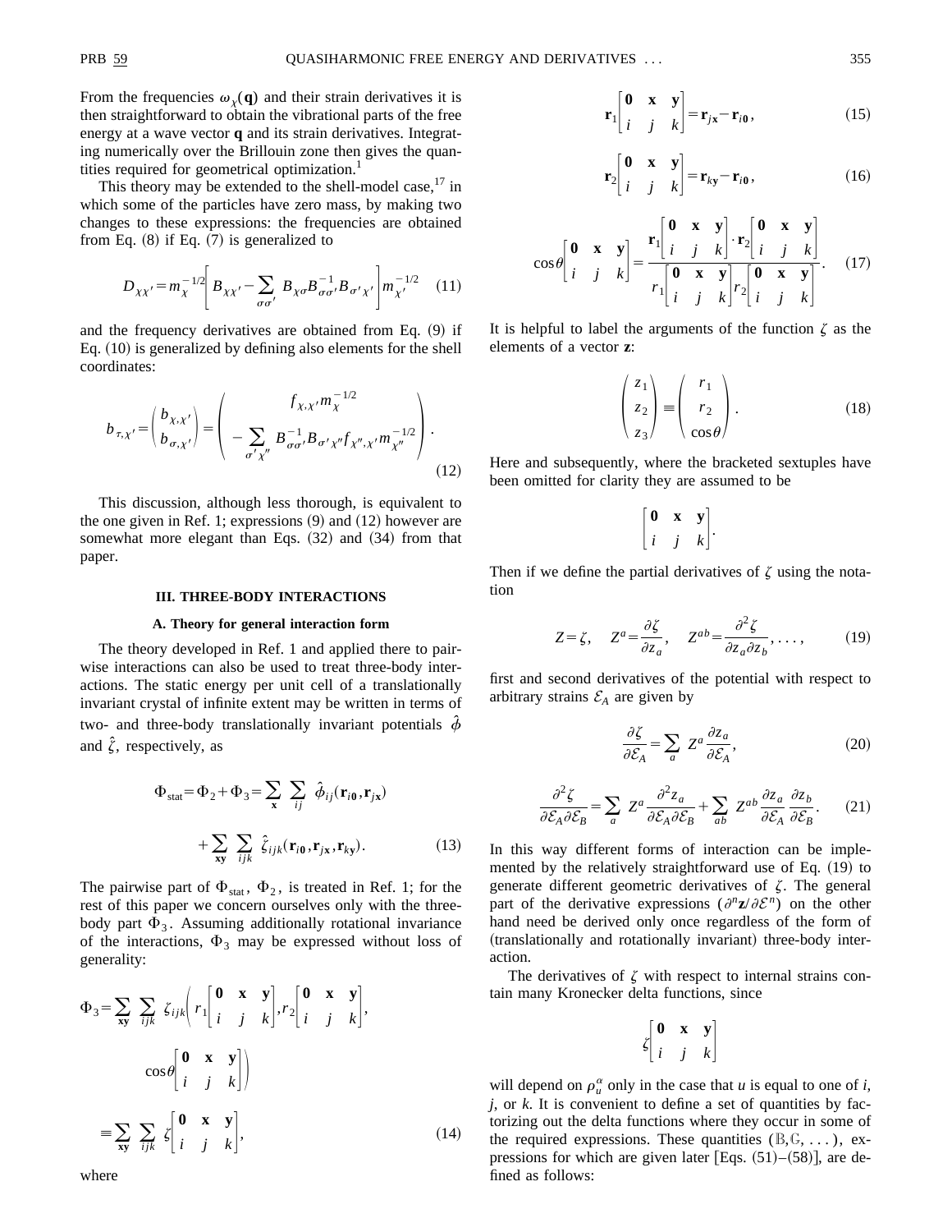From the frequencies $\omega_\chi(\mathbf{q})$ and their strain derivatives it is then straightforward to obtain the vibrational parts of the free energy at a wave vector $\mathbf{q}$ and its strain derivatives. Integrating numerically over the Brillouin zone then gives the quantities required for geometrical optimization.[1]

This theory may be extended to the shell-model case,[17] in which some of the particles have zero mass, by making two changes to these expressions: the frequencies are obtained from Eq. (8) if Eq. (7) is generalized to

$$D_{\chi\chi'} = m_\chi^{-1/2}\left[ B_{\chi\chi'} - \sum_{\sigma\sigma'} B_{\chi\sigma} B^{-1}_{\sigma\sigma'} B_{\sigma'\chi'} \right] m_{\chi'}^{-1/2} \tag{11}$$

and the frequency derivatives are obtained from Eq. (9) if Eq. (10) is generalized by defining also elements for the shell coordinates:

$$b_{\tau,\chi'} = \begin{pmatrix} b_{\chi,\chi'} \\ b_{\sigma,\chi'} \end{pmatrix} = \begin{pmatrix} f_{\chi,\chi'} m_\chi^{-1/2} \\ -\sum_{\sigma'\chi''} B^{-1}_{\sigma\sigma'} B_{\sigma'\chi''} f_{\chi'',\chi'} m_{\chi''}^{-1/2} \end{pmatrix}. \tag{12}$$

This discussion, although less thorough, is equivalent to the one given in Ref. 1; expressions (9) and (12) however are somewhat more elegant than Eqs. (32) and (34) from that paper.

## III. THREE-BODY INTERACTIONS

### A. Theory for general interaction form

The theory developed in Ref. 1 and applied there to pairwise interactions can also be used to treat three-body interactions. The static energy per unit cell of a translationally invariant crystal of infinite extent may be written in terms of two- and three-body translationally invariant potentials $\hat{\phi}$ and $\hat{\zeta}$, respectively, as

$$\Phi_{\rm stat} = \Phi_2 + \Phi_3 = \sum_{\mathbf{x}} \sum_{ij} \hat{\phi}_{ij}(\mathbf{r}_{i\mathbf{0}}, \mathbf{r}_{j\mathbf{x}}) + \sum_{\mathbf{xy}} \sum_{ijk} \hat{\zeta}_{ijk}(\mathbf{r}_{i\mathbf{0}}, \mathbf{r}_{j\mathbf{x}}, \mathbf{r}_{k\mathbf{y}}). \tag{13}$$

The pairwise part of $\Phi_{\rm stat}$, $\Phi_2$, is treated in Ref. 1; for the rest of this paper we concern ourselves only with the three-body part $\Phi_3$. Assuming additionally rotational invariance of the interactions, $\Phi_3$ may be expressed without loss of generality:

$$\Phi_3 = \sum_{\mathbf{xy}} \sum_{ijk} \zeta_{ijk}\left( r_1\begin{bmatrix} \mathbf{0} & \mathbf{x} & \mathbf{y} \\ i & j & k \end{bmatrix}, r_2\begin{bmatrix} \mathbf{0} & \mathbf{x} & \mathbf{y} \\ i & j & k \end{bmatrix}, \cos\theta\begin{bmatrix} \mathbf{0} & \mathbf{x} & \mathbf{y} \\ i & j & k \end{bmatrix}\right) \equiv \sum_{\mathbf{xy}} \sum_{ijk} \zeta\begin{bmatrix} \mathbf{0} & \mathbf{x} & \mathbf{y} \\ i & j & k \end{bmatrix}, \tag{14}$$

where

$$\mathbf{r}_1\begin{bmatrix} \mathbf{0} & \mathbf{x} & \mathbf{y} \\ i & j & k \end{bmatrix} = \mathbf{r}_{j\mathbf{x}} - \mathbf{r}_{i\mathbf{0}}, \tag{15}$$

$$\mathbf{r}_2\begin{bmatrix} \mathbf{0} & \mathbf{x} & \mathbf{y} \\ i & j & k \end{bmatrix} = \mathbf{r}_{k\mathbf{y}} - \mathbf{r}_{i\mathbf{0}}, \tag{16}$$

$$\cos\theta\begin{bmatrix} \mathbf{0} & \mathbf{x} & \mathbf{y} \\ i & j & k \end{bmatrix} = \frac{\mathbf{r}_1\begin{bmatrix} \mathbf{0} & \mathbf{x} & \mathbf{y} \\ i & j & k \end{bmatrix} \cdot \mathbf{r}_2\begin{bmatrix} \mathbf{0} & \mathbf{x} & \mathbf{y} \\ i & j & k \end{bmatrix}}{r_1\begin{bmatrix} \mathbf{0} & \mathbf{x} & \mathbf{y} \\ i & j & k \end{bmatrix} r_2\begin{bmatrix} \mathbf{0} & \mathbf{x} & \mathbf{y} \\ i & j & k \end{bmatrix}}. \tag{17}$$

It is helpful to label the arguments of the function $\zeta$ as the elements of a vector $\mathbf{z}$:

$$\begin{pmatrix} z_1 \\ z_2 \\ z_3 \end{pmatrix} \equiv \begin{pmatrix} r_1 \\ r_2 \\ \cos\theta \end{pmatrix}. \tag{18}$$

Here and subsequently, where the bracketed sextuples have been omitted for clarity they are assumed to be

$$\begin{bmatrix} \mathbf{0} & \mathbf{x} & \mathbf{y} \\ i & j & k \end{bmatrix}.$$

Then if we define the partial derivatives of $\zeta$ using the notation

$$Z = \zeta, \quad Z^a = \frac{\partial \zeta}{\partial z_a}, \quad Z^{ab} = \frac{\partial^2 \zeta}{\partial z_a \partial z_b}, \ldots, \tag{19}$$

first and second derivatives of the potential with respect to arbitrary strains $\mathcal{E}_A$ are given by

$$\frac{\partial \zeta}{\partial \mathcal{E}_A} = \sum_a Z^a \frac{\partial z_a}{\partial \mathcal{E}_A}, \tag{20}$$

$$\frac{\partial^2 \zeta}{\partial \mathcal{E}_A \partial \mathcal{E}_B} = \sum_a Z^a \frac{\partial^2 z_a}{\partial \mathcal{E}_A \partial \mathcal{E}_B} + \sum_{ab} Z^{ab} \frac{\partial z_a}{\partial \mathcal{E}_A} \frac{\partial z_b}{\partial \mathcal{E}_B}. \tag{21}$$

In this way different forms of interaction can be implemented by the relatively straightforward use of Eq. (19) to generate different geometric derivatives of $\zeta$. The general part of the derivative expressions ($\partial^n \mathbf{z}/\partial \mathcal{E}^n$) on the other hand need be derived only once regardless of the form of (translationally and rotationally invariant) three-body interaction.

The derivatives of $\zeta$ with respect to internal strains contain many Kronecker delta functions, since

$$\zeta\begin{bmatrix} \mathbf{0} & \mathbf{x} & \mathbf{y} \\ i & j & k \end{bmatrix}$$

will depend on $\rho_u^\alpha$ only in the case that $u$ is equal to one of $i$, $j$, or $k$. It is convenient to define a set of quantities by factorizing out the delta functions where they occur in some of the required expressions. These quantities ($\mathbb{B}, \mathbb{G}, \ldots$), expressions for which are given later [Eqs. (51)–(58)], are defined as follows: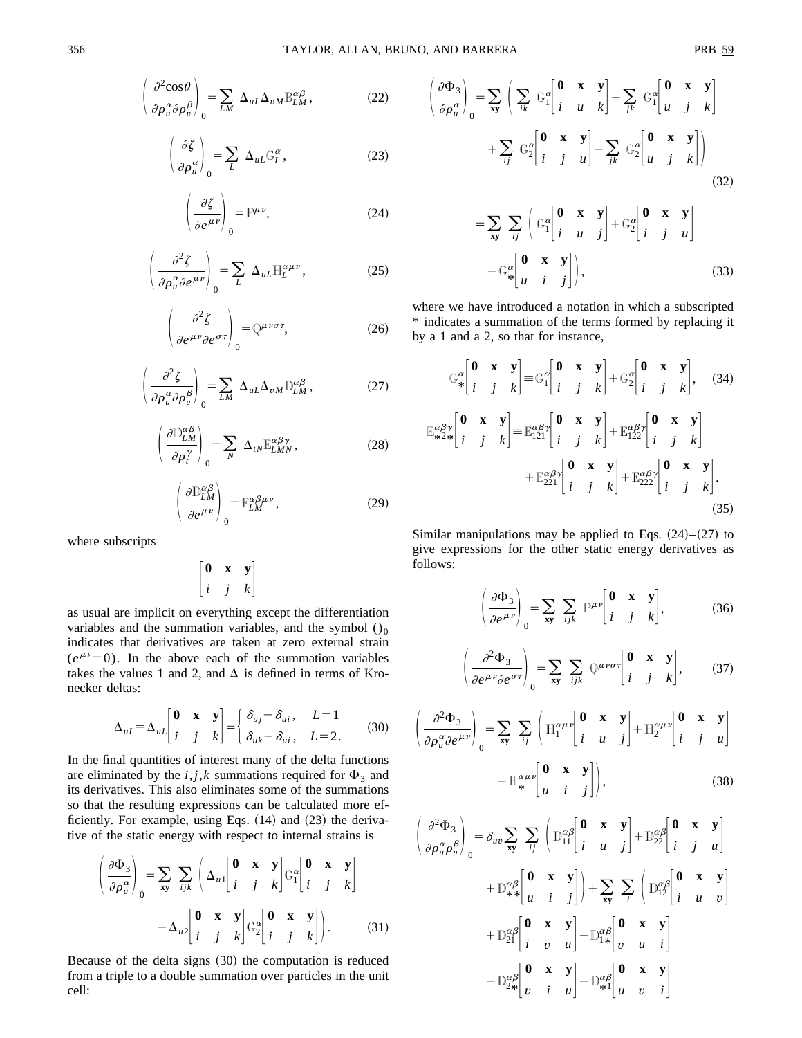$$\left(\frac{\partial^2 \cos\theta}{\partial \rho_u^\alpha \partial \rho_v^\beta}\right)_0 = \sum_{LM} \Delta_{uL}\Delta_{vM}\mathbb{B}_{LM}^{\alpha\beta}, \tag{22}$$

$$\left(\frac{\partial \zeta}{\partial \rho_u^\alpha}\right)_0 = \sum_{L} \Delta_{uL}\mathbb{G}_{L}^{\alpha}, \tag{23}$$

$$\left(\frac{\partial \zeta}{\partial e^{\mu\nu}}\right)_0 = \mathbb{P}^{\mu\nu}, \tag{24}$$

$$\left(\frac{\partial^2 \zeta}{\partial \rho_u^\alpha \partial e^{\mu\nu}}\right)_0 = \sum_{L} \Delta_{uL}\mathbb{H}_{L}^{\alpha\mu\nu}, \tag{25}$$

$$\left(\frac{\partial^2 \zeta}{\partial e^{\mu\nu} \partial e^{\sigma\tau}}\right)_0 = \mathbb{Q}^{\mu\nu\sigma\tau}, \tag{26}$$

$$\left(\frac{\partial^2 \zeta}{\partial \rho_u^\alpha \partial \rho_v^\beta}\right)_0 = \sum_{LM} \Delta_{uL}\Delta_{vM}\mathbb{D}_{LM}^{\alpha\beta}, \tag{27}$$

$$\left(\frac{\partial \mathbb{D}_{LM}^{\alpha\beta}}{\partial \rho_t^\gamma}\right)_0 = \sum_{N} \Delta_{tN}\mathbb{E}_{LMN}^{\alpha\beta\gamma}, \tag{28}$$

$$\left(\frac{\partial \mathbb{D}_{LM}^{\alpha\beta}}{\partial e^{\mu\nu}}\right)_0 = \mathbb{F}_{LM}^{\alpha\beta\mu\nu}, \tag{29}$$

where subscripts

$$\begin{bmatrix} \mathbf{0} & \mathbf{x} & \mathbf{y} \\ i & j & k \end{bmatrix}$$

as usual are implicit on everything except the differentiation variables and the summation variables, and the symbol $()_0$ indicates that derivatives are taken at zero external strain ($e^{\mu\nu}=0$). In the above each of the summation variables takes the values 1 and 2, and $\Delta$ is defined in terms of Kronecker deltas:

$$\Delta_{uL} \equiv \Delta_{uL}\begin{bmatrix} \mathbf{0} & \mathbf{x} & \mathbf{y} \\ i & j & k \end{bmatrix} = \begin{cases} \delta_{uj} - \delta_{ui}, & L=1 \\ \delta_{uk} - \delta_{ui}, & L=2. \end{cases} \tag{30}$$

In the final quantities of interest many of the delta functions are eliminated by the $i,j,k$ summations required for $\Phi_3$ and its derivatives. This also eliminates some of the summations so that the resulting expressions can be calculated more efficiently. For example, using Eqs. (14) and (23) the derivative of the static energy with respect to internal strains is

$$\left(\frac{\partial \Phi_3}{\partial \rho_u^\alpha}\right)_0 = \sum_{\mathbf{xy}} \sum_{ijk} \left( \Delta_{u1}\begin{bmatrix} \mathbf{0} & \mathbf{x} & \mathbf{y} \\ i & j & k \end{bmatrix} \mathbb{G}_1^\alpha \begin{bmatrix} \mathbf{0} & \mathbf{x} & \mathbf{y} \\ i & j & k \end{bmatrix} + \Delta_{u2}\begin{bmatrix} \mathbf{0} & \mathbf{x} & \mathbf{y} \\ i & j & k \end{bmatrix} \mathbb{G}_2^\alpha \begin{bmatrix} \mathbf{0} & \mathbf{x} & \mathbf{y} \\ i & j & k \end{bmatrix} \right). \tag{31}$$

Because of the delta signs (30) the computation is reduced from a triple to a double summation over particles in the unit cell:

$$\left(\frac{\partial \Phi_3}{\partial \rho_u^\alpha}\right)_0 = \sum_{\mathbf{xy}} \left( \sum_{ik} \mathbb{G}_1^\alpha \begin{bmatrix} \mathbf{0} & \mathbf{x} & \mathbf{y} \\ i & u & k \end{bmatrix} - \sum_{jk} \mathbb{G}_1^\alpha \begin{bmatrix} \mathbf{0} & \mathbf{x} & \mathbf{y} \\ u & j & k \end{bmatrix} + \sum_{ij} \mathbb{G}_2^\alpha \begin{bmatrix} \mathbf{0} & \mathbf{x} & \mathbf{y} \\ i & j & u \end{bmatrix} - \sum_{jk} \mathbb{G}_2^\alpha \begin{bmatrix} \mathbf{0} & \mathbf{x} & \mathbf{y} \\ u & j & k \end{bmatrix} \right) \tag{32}$$

$$= \sum_{\mathbf{xy}} \sum_{ij} \left( \mathbb{G}_1^\alpha \begin{bmatrix} \mathbf{0} & \mathbf{x} & \mathbf{y} \\ i & u & j \end{bmatrix} + \mathbb{G}_2^\alpha \begin{bmatrix} \mathbf{0} & \mathbf{x} & \mathbf{y} \\ i & j & u \end{bmatrix} - \mathbb{G}_*^\alpha \begin{bmatrix} \mathbf{0} & \mathbf{x} & \mathbf{y} \\ u & i & j \end{bmatrix} \right), \tag{33}$$

where we have introduced a notation in which a subscripted * indicates a summation of the terms formed by replacing it by a 1 and a 2, so that for instance,

$$\mathbb{G}_*^\alpha \begin{bmatrix} \mathbf{0} & \mathbf{x} & \mathbf{y} \\ i & j & k \end{bmatrix} \equiv \mathbb{G}_1^\alpha \begin{bmatrix} \mathbf{0} & \mathbf{x} & \mathbf{y} \\ i & j & k \end{bmatrix} + \mathbb{G}_2^\alpha \begin{bmatrix} \mathbf{0} & \mathbf{x} & \mathbf{y} \\ i & j & k \end{bmatrix}, \tag{34}$$

$$\mathbb{E}_{*2*}^{\alpha\beta\gamma} \begin{bmatrix} \mathbf{0} & \mathbf{x} & \mathbf{y} \\ i & j & k \end{bmatrix} \equiv \mathbb{E}_{121}^{\alpha\beta\gamma} \begin{bmatrix} \mathbf{0} & \mathbf{x} & \mathbf{y} \\ i & j & k \end{bmatrix} + \mathbb{E}_{122}^{\alpha\beta\gamma} \begin{bmatrix} \mathbf{0} & \mathbf{x} & \mathbf{y} \\ i & j & k \end{bmatrix} + \mathbb{E}_{221}^{\alpha\beta\gamma} \begin{bmatrix} \mathbf{0} & \mathbf{x} & \mathbf{y} \\ i & j & k \end{bmatrix} + \mathbb{E}_{222}^{\alpha\beta\gamma} \begin{bmatrix} \mathbf{0} & \mathbf{x} & \mathbf{y} \\ i & j & k \end{bmatrix}. \tag{35}$$

Similar manipulations may be applied to Eqs. (24)–(27) to give expressions for the other static energy derivatives as follows:

$$\left(\frac{\partial \Phi_3}{\partial e^{\mu\nu}}\right)_0 = \sum_{\mathbf{xy}} \sum_{ijk} \mathbb{P}^{\mu\nu} \begin{bmatrix} \mathbf{0} & \mathbf{x} & \mathbf{y} \\ i & j & k \end{bmatrix}, \tag{36}$$

$$\left(\frac{\partial^2 \Phi_3}{\partial e^{\mu\nu} \partial e^{\sigma\tau}}\right)_0 = \sum_{\mathbf{xy}} \sum_{ijk} \mathbb{Q}^{\mu\nu\sigma\tau} \begin{bmatrix} \mathbf{0} & \mathbf{x} & \mathbf{y} \\ i & j & k \end{bmatrix}, \tag{37}$$

$$\left(\frac{\partial^2 \Phi_3}{\partial \rho_u^\alpha \partial e^{\mu\nu}}\right)_0 = \sum_{\mathbf{xy}} \sum_{ij} \left( \mathbb{H}_1^{\alpha\mu\nu} \begin{bmatrix} \mathbf{0} & \mathbf{x} & \mathbf{y} \\ i & u & j \end{bmatrix} + \mathbb{H}_2^{\alpha\mu\nu} \begin{bmatrix} \mathbf{0} & \mathbf{x} & \mathbf{y} \\ i & j & u \end{bmatrix} - \mathbb{H}_*^{\alpha\mu\nu} \begin{bmatrix} \mathbf{0} & \mathbf{x} & \mathbf{y} \\ u & i & j \end{bmatrix} \right), \tag{38}$$

$$\begin{aligned}
\left(\frac{\partial^2 \Phi_3}{\partial \rho_u^\alpha \rho_v^\beta}\right)_0 = {} & \delta_{uv} \sum_{\mathbf{xy}} \sum_{ij} \left( \mathbb{D}_{11}^{\alpha\beta} \begin{bmatrix} \mathbf{0} & \mathbf{x} & \mathbf{y} \\ i & u & j \end{bmatrix} + \mathbb{D}_{22}^{\alpha\beta} \begin{bmatrix} \mathbf{0} & \mathbf{x} & \mathbf{y} \\ i & j & u \end{bmatrix} + \mathbb{D}_{**}^{\alpha\beta} \begin{bmatrix} \mathbf{0} & \mathbf{x} & \mathbf{y} \\ u & i & j \end{bmatrix} \right) + \sum_{\mathbf{xy}} \sum_{i} \left( \mathbb{D}_{12}^{\alpha\beta} \begin{bmatrix} \mathbf{0} & \mathbf{x} & \mathbf{y} \\ i & u & v \end{bmatrix} \right. \\
& + \mathbb{D}_{21}^{\alpha\beta} \begin{bmatrix} \mathbf{0} & \mathbf{x} & \mathbf{y} \\ i & v & u \end{bmatrix} - \mathbb{D}_{1*}^{\alpha\beta} \begin{bmatrix} \mathbf{0} & \mathbf{x} & \mathbf{y} \\ v & u & i \end{bmatrix} \\
& - \mathbb{D}_{2*}^{\alpha\beta} \begin{bmatrix} \mathbf{0} & \mathbf{x} & \mathbf{y} \\ v & i & u \end{bmatrix} - \mathbb{D}_{*1}^{\alpha\beta} \begin{bmatrix} \mathbf{0} & \mathbf{x} & \mathbf{y} \\ u & v & i \end{bmatrix}
\end{aligned}$$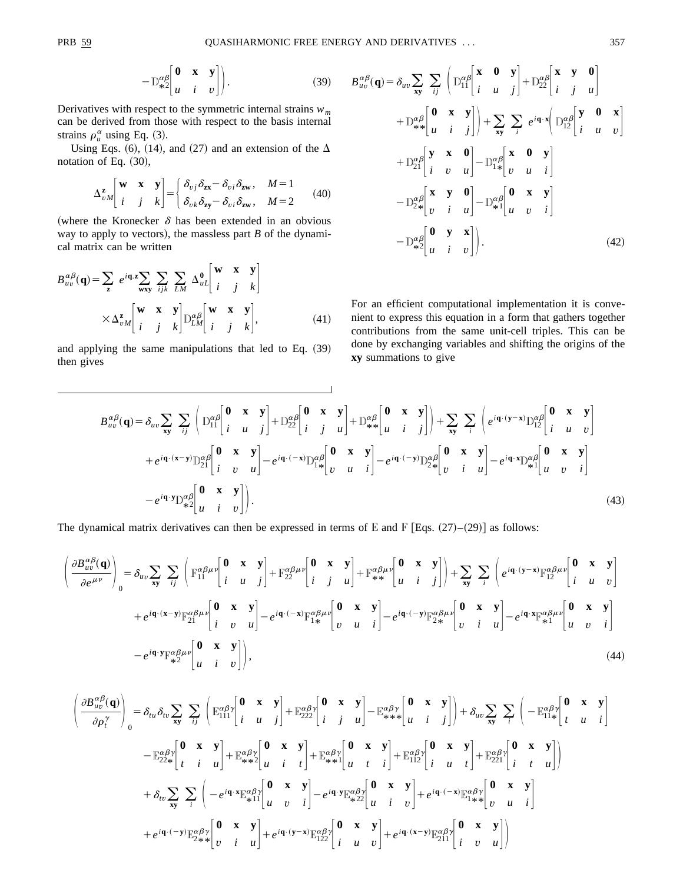$$- \mathbb{D}^{\alpha\beta}_{*2}\begin{bmatrix} \mathbf{0} & \mathbf{x} & \mathbf{y} \\ u & i & v \end{bmatrix}\Bigg). \tag{39}$$

Derivatives with respect to the symmetric internal strains $w_m$ can be derived from those with respect to the basis internal strains $\rho^{\alpha}_u$ using Eq. (3).

Using Eqs. (6), (14), and (27) and an extension of the $\Delta$ notation of Eq. (30),

$$\Delta^{\mathbf{z}}_{vM}\begin{bmatrix} \mathbf{w} & \mathbf{x} & \mathbf{y} \\ i & j & k \end{bmatrix} = \begin{cases} \delta_{vj}\delta_{\mathbf{zx}} - \delta_{vi}\delta_{\mathbf{zw}}, & M=1 \\ \delta_{vk}\delta_{\mathbf{zy}} - \delta_{vi}\delta_{\mathbf{zw}}, & M=2 \end{cases} \tag{40}$$

(where the Kronecker $\delta$ has been extended in an obvious way to apply to vectors), the massless part $B$ of the dynamical matrix can be written

$$B^{\alpha\beta}_{uv}(\mathbf{q}) = \sum_{\mathbf{z}} e^{i\mathbf{q}\cdot\mathbf{z}} \sum_{\mathbf{wxy}} \sum_{ijk} \sum_{LM} \Delta^{\mathbf{0}}_{uL}\begin{bmatrix} \mathbf{w} & \mathbf{x} & \mathbf{y} \\ i & j & k \end{bmatrix} \times \Delta^{\mathbf{z}}_{vM}\begin{bmatrix} \mathbf{w} & \mathbf{x} & \mathbf{y} \\ i & j & k \end{bmatrix} \mathbb{D}^{\alpha\beta}_{LM}\begin{bmatrix} \mathbf{w} & \mathbf{x} & \mathbf{y} \\ i & j & k \end{bmatrix}, \tag{41}$$

and applying the same manipulations that led to Eq. (39) then gives

$$\begin{aligned} B^{\alpha\beta}_{uv}(\mathbf{q}) = {}& \delta_{uv} \sum_{\mathbf{xy}} \sum_{ij} \Bigg( \mathbb{D}^{\alpha\beta}_{11}\begin{bmatrix} \mathbf{x} & \mathbf{0} & \mathbf{y} \\ i & u & j \end{bmatrix} + \mathbb{D}^{\alpha\beta}_{22}\begin{bmatrix} \mathbf{x} & \mathbf{y} & \mathbf{0} \\ i & j & u \end{bmatrix} + \mathbb{D}^{\alpha\beta}_{**}\begin{bmatrix} \mathbf{0} & \mathbf{x} & \mathbf{y} \\ u & i & j \end{bmatrix}\Bigg) + \sum_{\mathbf{xy}} \sum_{i} e^{i\mathbf{q}\cdot\mathbf{x}} \Bigg( \mathbb{D}^{\alpha\beta}_{12}\begin{bmatrix} \mathbf{y} & \mathbf{0} & \mathbf{x} \\ i & u & v \end{bmatrix} \\ & + \mathbb{D}^{\alpha\beta}_{21}\begin{bmatrix} \mathbf{y} & \mathbf{x} & \mathbf{0} \\ i & v & u \end{bmatrix} - \mathbb{D}^{\alpha\beta}_{1*}\begin{bmatrix} \mathbf{x} & \mathbf{0} & \mathbf{y} \\ v & u & i \end{bmatrix} - \mathbb{D}^{\alpha\beta}_{2*}\begin{bmatrix} \mathbf{x} & \mathbf{y} & \mathbf{0} \\ v & i & u \end{bmatrix} - \mathbb{D}^{\alpha\beta}_{*1}\begin{bmatrix} \mathbf{0} & \mathbf{x} & \mathbf{y} \\ u & v & i \end{bmatrix} \\ & - \mathbb{D}^{\alpha\beta}_{*2}\begin{bmatrix} \mathbf{0} & \mathbf{y} & \mathbf{x} \\ u & i & v \end{bmatrix}\Bigg). \end{aligned} \tag{42}$$

For an efficient computational implementation it is convenient to express this equation in a form that gathers together contributions from the same unit-cell triples. This can be done by exchanging variables and shifting the origins of the **xy** summations to give

$$\begin{aligned} B^{\alpha\beta}_{uv}(\mathbf{q}) = {}& \delta_{uv} \sum_{\mathbf{xy}} \sum_{ij} \Bigg( \mathbb{D}^{\alpha\beta}_{11}\begin{bmatrix} \mathbf{0} & \mathbf{x} & \mathbf{y} \\ i & u & j \end{bmatrix} + \mathbb{D}^{\alpha\beta}_{22}\begin{bmatrix} \mathbf{0} & \mathbf{x} & \mathbf{y} \\ i & j & u \end{bmatrix} + \mathbb{D}^{\alpha\beta}_{**}\begin{bmatrix} \mathbf{0} & \mathbf{x} & \mathbf{y} \\ u & i & j \end{bmatrix}\Bigg) + \sum_{\mathbf{xy}} \sum_{i} \Bigg( e^{i\mathbf{q}\cdot(\mathbf{y}-\mathbf{x})} \mathbb{D}^{\alpha\beta}_{12}\begin{bmatrix} \mathbf{0} & \mathbf{x} & \mathbf{y} \\ i & u & v \end{bmatrix} \\ & + e^{i\mathbf{q}\cdot(\mathbf{x}-\mathbf{y})} \mathbb{D}^{\alpha\beta}_{21}\begin{bmatrix} \mathbf{0} & \mathbf{x} & \mathbf{y} \\ i & v & u \end{bmatrix} - e^{i\mathbf{q}\cdot(-\mathbf{x})} \mathbb{D}^{\alpha\beta}_{1*}\begin{bmatrix} \mathbf{0} & \mathbf{x} & \mathbf{y} \\ v & u & i \end{bmatrix} - e^{i\mathbf{q}\cdot(-\mathbf{y})} \mathbb{D}^{\alpha\beta}_{2*}\begin{bmatrix} \mathbf{0} & \mathbf{x} & \mathbf{y} \\ v & i & u \end{bmatrix} - e^{i\mathbf{q}\cdot\mathbf{x}} \mathbb{D}^{\alpha\beta}_{*1}\begin{bmatrix} \mathbf{0} & \mathbf{x} & \mathbf{y} \\ u & v & i \end{bmatrix} \\ & - e^{i\mathbf{q}\cdot\mathbf{y}} \mathbb{D}^{\alpha\beta}_{*2}\begin{bmatrix} \mathbf{0} & \mathbf{x} & \mathbf{y} \\ u & i & v \end{bmatrix}\Bigg). \end{aligned} \tag{43}$$

The dynamical matrix derivatives can then be expressed in terms of $\mathbb{E}$ and $\mathbb{F}$ [Eqs. (27)–(29)] as follows:

$$\begin{aligned} \left(\frac{\partial B^{\alpha\beta}_{uv}(\mathbf{q})}{\partial e^{\mu\nu}}\right)_0 = {}& \delta_{uv} \sum_{\mathbf{xy}} \sum_{ij} \Bigg( \mathbb{F}^{\alpha\beta\mu\nu}_{11}\begin{bmatrix} \mathbf{0} & \mathbf{x} & \mathbf{y} \\ i & u & j \end{bmatrix} + \mathbb{F}^{\alpha\beta\mu\nu}_{22}\begin{bmatrix} \mathbf{0} & \mathbf{x} & \mathbf{y} \\ i & j & u \end{bmatrix} + \mathbb{F}^{\alpha\beta\mu\nu}_{**}\begin{bmatrix} \mathbf{0} & \mathbf{x} & \mathbf{y} \\ u & i & j \end{bmatrix}\Bigg) + \sum_{\mathbf{xy}} \sum_{i} \Bigg( e^{i\mathbf{q}\cdot(\mathbf{y}-\mathbf{x})} \mathbb{F}^{\alpha\beta\mu\nu}_{12}\begin{bmatrix} \mathbf{0} & \mathbf{x} & \mathbf{y} \\ i & u & v \end{bmatrix} \\ & + e^{i\mathbf{q}\cdot(\mathbf{x}-\mathbf{y})} \mathbb{F}^{\alpha\beta\mu\nu}_{21}\begin{bmatrix} \mathbf{0} & \mathbf{x} & \mathbf{y} \\ i & v & u \end{bmatrix} - e^{i\mathbf{q}\cdot(-\mathbf{x})} \mathbb{F}^{\alpha\beta\mu\nu}_{1*}\begin{bmatrix} \mathbf{0} & \mathbf{x} & \mathbf{y} \\ v & u & i \end{bmatrix} - e^{i\mathbf{q}\cdot(-\mathbf{y})} \mathbb{F}^{\alpha\beta\mu\nu}_{2*}\begin{bmatrix} \mathbf{0} & \mathbf{x} & \mathbf{y} \\ v & i & u \end{bmatrix} - e^{i\mathbf{q}\cdot\mathbf{x}} \mathbb{F}^{\alpha\beta\mu\nu}_{*1}\begin{bmatrix} \mathbf{0} & \mathbf{x} & \mathbf{y} \\ u & v & i \end{bmatrix} \\ & - e^{i\mathbf{q}\cdot\mathbf{y}} \mathbb{F}^{\alpha\beta\mu\nu}_{*2}\begin{bmatrix} \mathbf{0} & \mathbf{x} & \mathbf{y} \\ u & i & v \end{bmatrix}\Bigg), \end{aligned} \tag{44}$$

$$\begin{aligned} \left(\frac{\partial B^{\alpha\beta}_{uv}(\mathbf{q})}{\partial \rho^{\gamma}_t}\right)_0 = {}& \delta_{tu}\delta_{tv} \sum_{\mathbf{xy}} \sum_{ij} \Bigg( \mathbb{E}^{\alpha\beta\gamma}_{111}\begin{bmatrix} \mathbf{0} & \mathbf{x} & \mathbf{y} \\ i & u & j \end{bmatrix} + \mathbb{E}^{\alpha\beta\gamma}_{222}\begin{bmatrix} \mathbf{0} & \mathbf{x} & \mathbf{y} \\ i & j & u \end{bmatrix} - \mathbb{E}^{\alpha\beta\gamma}_{***}\begin{bmatrix} \mathbf{0} & \mathbf{x} & \mathbf{y} \\ u & i & j \end{bmatrix}\Bigg) + \delta_{uv} \sum_{\mathbf{xy}} \sum_{i} \Bigg( - \mathbb{E}^{\alpha\beta\gamma}_{11*}\begin{bmatrix} \mathbf{0} & \mathbf{x} & \mathbf{y} \\ t & u & i \end{bmatrix} \\ & - \mathbb{E}^{\alpha\beta\gamma}_{22*}\begin{bmatrix} \mathbf{0} & \mathbf{x} & \mathbf{y} \\ t & i & u \end{bmatrix} + \mathbb{E}^{\alpha\beta\gamma}_{**2}\begin{bmatrix} \mathbf{0} & \mathbf{x} & \mathbf{y} \\ u & i & t \end{bmatrix} + \mathbb{E}^{\alpha\beta\gamma}_{**1}\begin{bmatrix} \mathbf{0} & \mathbf{x} & \mathbf{y} \\ u & t & i \end{bmatrix} + \mathbb{E}^{\alpha\beta\gamma}_{112}\begin{bmatrix} \mathbf{0} & \mathbf{x} & \mathbf{y} \\ i & u & t \end{bmatrix} + \mathbb{E}^{\alpha\beta\gamma}_{221}\begin{bmatrix} \mathbf{0} & \mathbf{x} & \mathbf{y} \\ i & t & u \end{bmatrix}\Bigg) \\ & + \delta_{tv} \sum_{\mathbf{xy}} \sum_{i} \Bigg( - e^{i\mathbf{q}\cdot\mathbf{x}} \mathbb{E}^{\alpha\beta\gamma}_{*11}\begin{bmatrix} \mathbf{0} & \mathbf{x} & \mathbf{y} \\ u & v & i \end{bmatrix} - e^{i\mathbf{q}\cdot\mathbf{y}} \mathbb{E}^{\alpha\beta\gamma}_{*22}\begin{bmatrix} \mathbf{0} & \mathbf{x} & \mathbf{y} \\ u & i & v \end{bmatrix} + e^{i\mathbf{q}\cdot(-\mathbf{x})} \mathbb{E}^{\alpha\beta\gamma}_{1**}\begin{bmatrix} \mathbf{0} & \mathbf{x} & \mathbf{y} \\ v & u & i \end{bmatrix} \\ & + e^{i\mathbf{q}\cdot(-\mathbf{y})} \mathbb{E}^{\alpha\beta\gamma}_{2**}\begin{bmatrix} \mathbf{0} & \mathbf{x} & \mathbf{y} \\ v & i & u \end{bmatrix} + e^{i\mathbf{q}\cdot(\mathbf{y}-\mathbf{x})} \mathbb{E}^{\alpha\beta\gamma}_{122}\begin{bmatrix} \mathbf{0} & \mathbf{x} & \mathbf{y} \\ i & u & v \end{bmatrix} + e^{i\mathbf{q}\cdot(\mathbf{x}-\mathbf{y})} \mathbb{E}^{\alpha\beta\gamma}_{211}\begin{bmatrix} \mathbf{0} & \mathbf{x} & \mathbf{y} \\ i & v & u \end{bmatrix}\Bigg) \end{aligned}$$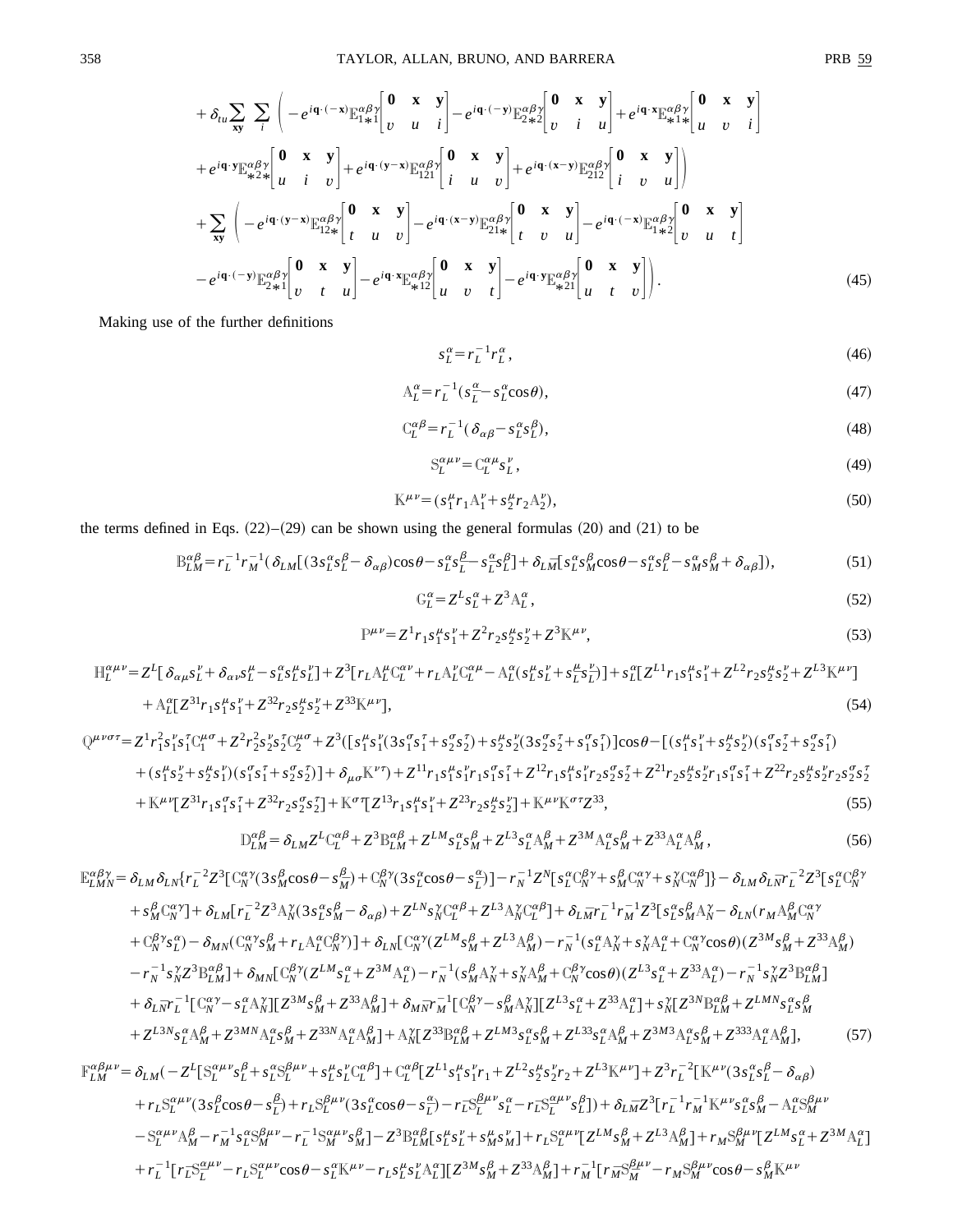$$
+ \delta_{tu} \sum_{\mathbf{xy}} \sum_{i} \Bigg( - e^{i\mathbf{q}\cdot(-\mathbf{x})} \mathbb{E}^{\alpha\beta\gamma}_{1*1}\begin{bmatrix} \mathbf{0} & \mathbf{x} & \mathbf{y} \\ v & u & i \end{bmatrix} - e^{i\mathbf{q}\cdot(-\mathbf{y})} \mathbb{E}^{\alpha\beta\gamma}_{2*2}\begin{bmatrix} \mathbf{0} & \mathbf{x} & \mathbf{y} \\ v & i & u \end{bmatrix} + e^{i\mathbf{q}\cdot\mathbf{x}} \mathbb{E}^{\alpha\beta\gamma}_{*1*}\begin{bmatrix} \mathbf{0} & \mathbf{x} & \mathbf{y} \\ u & v & i \end{bmatrix}
$$

$$
+ e^{i\mathbf{q}\cdot\mathbf{y}} \mathbb{E}^{\alpha\beta\gamma}_{*2*}\begin{bmatrix} \mathbf{0} & \mathbf{x} & \mathbf{y} \\ u & i & v \end{bmatrix} + e^{i\mathbf{q}\cdot(\mathbf{y}-\mathbf{x})} \mathbb{E}^{\alpha\beta\gamma}_{121}\begin{bmatrix} \mathbf{0} & \mathbf{x} & \mathbf{y} \\ i & u & v \end{bmatrix} + e^{i\mathbf{q}\cdot(\mathbf{x}-\mathbf{y})} \mathbb{E}^{\alpha\beta\gamma}_{212}\begin{bmatrix} \mathbf{0} & \mathbf{x} & \mathbf{y} \\ i & v & u \end{bmatrix} \Bigg)
$$

$$
+ \sum_{\mathbf{xy}} \Bigg( - e^{i\mathbf{q}\cdot(\mathbf{y}-\mathbf{x})} \mathbb{E}^{\alpha\beta\gamma}_{12*}\begin{bmatrix} \mathbf{0} & \mathbf{x} & \mathbf{y} \\ t & u & v \end{bmatrix} - e^{i\mathbf{q}\cdot(\mathbf{x}-\mathbf{y})} \mathbb{E}^{\alpha\beta\gamma}_{21*}\begin{bmatrix} \mathbf{0} & \mathbf{x} & \mathbf{y} \\ t & v & u \end{bmatrix} - e^{i\mathbf{q}\cdot(-\mathbf{x})} \mathbb{E}^{\alpha\beta\gamma}_{1*2}\begin{bmatrix} \mathbf{0} & \mathbf{x} & \mathbf{y} \\ v & u & t \end{bmatrix}
$$

$$
- e^{i\mathbf{q}\cdot(-\mathbf{y})} \mathbb{E}^{\alpha\beta\gamma}_{2*1}\begin{bmatrix} \mathbf{0} & \mathbf{x} & \mathbf{y} \\ v & t & u \end{bmatrix} - e^{i\mathbf{q}\cdot\mathbf{x}} \mathbb{E}^{\alpha\beta\gamma}_{*12}\begin{bmatrix} \mathbf{0} & \mathbf{x} & \mathbf{y} \\ u & v & t \end{bmatrix} - e^{i\mathbf{q}\cdot\mathbf{y}} \mathbb{E}^{\alpha\beta\gamma}_{*21}\begin{bmatrix} \mathbf{0} & \mathbf{x} & \mathbf{y} \\ u & t & v \end{bmatrix} \Bigg). \tag{45}
$$

Making use of the further definitions

$$
s_L^\alpha = r_L^{-1} r_L^\alpha, \tag{46}
$$

$$
\mathbb{A}_L^\alpha = r_L^{-1}(s_{\bar{L}}^\alpha - s_L^\alpha \cos\theta), \tag{47}
$$

$$
\mathbb{C}_L^{\alpha\beta} = r_L^{-1}(\delta_{\alpha\beta} - s_L^\alpha s_L^\beta), \tag{48}
$$

$$
\mathbb{S}_L^{\alpha\mu\nu} = \mathbb{C}_L^{\alpha\mu} s_L^\nu, \tag{49}
$$

$$
\mathbb{K}^{\mu\nu} = (s_1^\mu r_1 \mathbb{A}_1^\nu + s_2^\mu r_2 \mathbb{A}_2^\nu), \tag{50}
$$

the terms defined in Eqs. (22)–(29) can be shown using the general formulas (20) and (21) to be

$$
\mathbb{B}_{LM}^{\alpha\beta} = r_L^{-1} r_M^{-1} (\delta_{LM}[(3 s_L^\alpha s_L^\beta - \delta_{\alpha\beta})\cos\theta - s_L^\alpha s_{\bar{L}}^\beta - s_{\bar{L}}^\alpha s_L^\beta] + \delta_{L\bar{M}}[s_L^\alpha s_M^\beta \cos\theta - s_L^\alpha s_L^\beta - s_M^\alpha s_M^\beta + \delta_{\alpha\beta}]), \tag{51}
$$

$$
\mathbb{G}_L^\alpha = Z^L s_L^\alpha + Z^3 \mathbb{A}_L^\alpha, \tag{52}
$$

$$
\mathbb{P}^{\mu\nu} = Z^1 r_1 s_1^\mu s_1^\nu + Z^2 r_2 s_2^\mu s_2^\nu + Z^3 \mathbb{K}^{\mu\nu}, \tag{53}
$$

$$
\mathbb{H}_L^{\alpha\mu\nu} = Z^L[\delta_{\alpha\mu} s_L^\nu + \delta_{\alpha\nu} s_L^\mu - s_L^\alpha s_L^\mu s_L^\nu] + Z^3[r_L \mathbb{A}_L^\mu \mathbb{C}_L^{\alpha\nu} + r_L \mathbb{A}_L^\nu \mathbb{C}_L^{\alpha\mu} - \mathbb{A}_L^\alpha(s_L^\mu s_{\bar{L}}^\nu + s_{\bar{L}}^\mu s_L^\nu)] + s_L^\alpha[Z^{L1} r_1 s_1^\mu s_1^\nu + Z^{L2} r_2 s_2^\mu s_2^\nu + Z^{L3}\mathbb{K}^{\mu\nu}]
$$
$$
+ \mathbb{A}_L^\alpha[Z^{31} r_1 s_1^\mu s_1^\nu + Z^{32} r_2 s_2^\mu s_2^\nu + Z^{33}\mathbb{K}^{\mu\nu}], \tag{54}
$$

$$
\mathbb{Q}^{\mu\nu\sigma\tau} = Z^1 r_1^2 s_1^\nu s_1^\tau \mathbb{C}_1^{\mu\sigma} + Z^2 r_2^2 s_2^\nu s_2^\tau \mathbb{C}_2^{\mu\sigma} + Z^3([s_1^\mu s_1^\nu(3 s_1^\sigma s_1^\tau + s_2^\sigma s_2^\tau) + s_2^\mu s_2^\nu(3 s_2^\sigma s_2^\tau + s_1^\sigma s_1^\tau)]\cos\theta - [(s_1^\mu s_1^\nu + s_2^\mu s_2^\nu)(s_1^\sigma s_2^\tau + s_2^\sigma s_1^\tau)
$$
$$
+ (s_1^\mu s_2^\nu + s_2^\mu s_1^\nu)(s_1^\sigma s_1^\tau + s_2^\sigma s_2^\tau)] + \delta_{\mu\sigma}\mathbb{K}^{\nu\tau}) + Z^{11} r_1 s_1^\mu s_1^\nu r_1 s_1^\sigma s_1^\tau + Z^{12} r_1 s_1^\mu s_1^\nu r_2 s_2^\sigma s_2^\tau + Z^{21} r_2 s_2^\mu s_2^\nu r_1 s_1^\sigma s_1^\tau + Z^{22} r_2 s_2^\mu s_2^\nu r_2 s_2^\sigma s_2^\tau
$$
$$
+ \mathbb{K}^{\mu\nu}[Z^{31} r_1 s_1^\sigma s_1^\tau + Z^{32} r_2 s_2^\sigma s_2^\tau] + \mathbb{K}^{\sigma\tau}[Z^{13} r_1 s_1^\mu s_1^\nu + Z^{23} r_2 s_2^\mu s_2^\nu] + \mathbb{K}^{\mu\nu}\mathbb{K}^{\sigma\tau} Z^{33}, \tag{55}
$$

$$
\mathbb{D}_{LM}^{\alpha\beta} = \delta_{LM} Z^L \mathbb{C}_L^{\alpha\beta} + Z^3 \mathbb{B}_{LM}^{\alpha\beta} + Z^{LM} s_L^\alpha s_M^\beta + Z^{L3} s_L^\alpha \mathbb{A}_M^\beta + Z^{3M} \mathbb{A}_L^\alpha s_M^\beta + Z^{33}\mathbb{A}_L^\alpha \mathbb{A}_M^\beta, \tag{56}
$$

$$
\mathbb{E}_{LMN}^{\alpha\beta\gamma} = \delta_{LM}\delta_{LN}\{r_L^{-2} Z^3[\mathbb{C}_N^{\alpha\gamma}(3 s_M^\beta \cos\theta - s_{\bar{M}}^\beta) + \mathbb{C}_N^{\beta\gamma}(3 s_L^\alpha \cos\theta - s_{\bar{L}}^\alpha)] - r_N^{-1} Z^N[s_L^\alpha \mathbb{C}_N^{\beta\gamma} + s_M^\beta \mathbb{C}_N^{\alpha\gamma} + s_N^\gamma \mathbb{C}_N^{\alpha\beta}]\} - \delta_{LM}\delta_{L\bar{N}} r_L^{-2} Z^3[s_L^\alpha \mathbb{C}_N^{\beta\gamma}
$$
$$
+ s_M^\beta \mathbb{C}_N^{\alpha\gamma}] + \delta_{LM}[r_L^{-2} Z^3 \mathbb{A}_N^\gamma(3 s_L^\alpha s_M^\beta - \delta_{\alpha\beta}) + Z^{LN} s_N^\gamma \mathbb{C}_L^{\alpha\beta} + Z^{L3}\mathbb{A}_N^\gamma \mathbb{C}_L^{\alpha\beta}] + \delta_{L\bar{M}} r_L^{-1} r_M^{-1} Z^3[s_L^\alpha s_M^\beta \mathbb{A}_N^\gamma - \delta_{LN}(r_M \mathbb{A}_M^\beta \mathbb{C}_N^{\alpha\gamma}
$$
$$
+ \mathbb{C}_N^{\beta\gamma} s_L^\alpha) - \delta_{MN}(\mathbb{C}_N^{\alpha\gamma} s_M^\beta + r_L \mathbb{A}_L^\alpha \mathbb{C}_N^{\beta\gamma})] + \delta_{LN}[\mathbb{C}_N^{\alpha\gamma}(Z^{LM} s_M^\beta + Z^{L3}\mathbb{A}_M^\beta) - r_N^{-1}(s_L^\alpha \mathbb{A}_N^\gamma + s_N^\gamma \mathbb{A}_L^\alpha + \mathbb{C}_N^{\alpha\gamma}\cos\theta)(Z^{3M} s_M^\beta + Z^{33}\mathbb{A}_M^\beta)
$$
$$
- r_N^{-1} s_N^\gamma Z^3 \mathbb{B}_{LM}^{\alpha\beta}] + \delta_{MN}[\mathbb{C}_N^{\beta\gamma}(Z^{LM} s_L^\alpha + Z^{3M}\mathbb{A}_L^\alpha) - r_N^{-1}(s_M^\beta \mathbb{A}_N^\gamma + s_N^\gamma \mathbb{A}_M^\beta + \mathbb{C}_N^{\beta\gamma}\cos\theta)(Z^{L3} s_L^\alpha + Z^{33}\mathbb{A}_L^\alpha) - r_N^{-1} s_N^\gamma Z^3 \mathbb{B}_{LM}^{\alpha\beta}]
$$
$$
+ \delta_{L\bar{N}} r_L^{-1}[\mathbb{C}_N^{\alpha\gamma} - s_L^\alpha \mathbb{A}_N^\gamma][Z^{3M} s_M^\beta + Z^{33}\mathbb{A}_M^\beta] + \delta_{M\bar{N}} r_M^{-1}[\mathbb{C}_N^{\beta\gamma} - s_M^\beta \mathbb{A}_N^\gamma][Z^{L3} s_L^\alpha + Z^{33}\mathbb{A}_L^\alpha] + s_N^\gamma[Z^{3N}\mathbb{B}_{LM}^{\alpha\beta} + Z^{LMN} s_L^\alpha s_M^\beta
$$
$$
+ Z^{L3N} s_L^\alpha \mathbb{A}_M^\beta + Z^{3MN}\mathbb{A}_L^\alpha s_M^\beta + Z^{33N}\mathbb{A}_L^\alpha \mathbb{A}_M^\beta] + \mathbb{A}_N^\gamma[Z^{33}\mathbb{B}_{LM}^{\alpha\beta} + Z^{LM3} s_L^\alpha s_M^\beta + Z^{L33} s_L^\alpha \mathbb{A}_M^\beta + Z^{3M3}\mathbb{A}_L^\alpha s_M^\beta + Z^{333}\mathbb{A}_L^\alpha \mathbb{A}_M^\beta], \tag{57}
$$

$$
\mathbb{F}_{LM}^{\alpha\beta\mu\nu} = \delta_{LM}(-Z^L[\mathbb{S}_L^{\alpha\mu\nu} s_L^\beta + s_L^\alpha \mathbb{S}_L^{\beta\mu\nu} + s_L^\mu s_L^\nu \mathbb{C}_L^{\alpha\beta}] + \mathbb{C}_L^{\alpha\beta}[Z^{L1} s_1^\mu s_1^\nu r_1 + Z^{L2} s_2^\mu s_2^\nu r_2 + Z^{L3}\mathbb{K}^{\mu\nu}] + Z^3 r_L^{-2}[\mathbb{K}^{\mu\nu}(3 s_L^\alpha s_L^\beta - \delta_{\alpha\beta})
$$
$$
+ r_L \mathbb{S}_L^{\alpha\mu\nu}(3 s_L^\beta \cos\theta - s_{\bar{L}}^\beta) + r_L \mathbb{S}_L^{\beta\mu\nu}(3 s_L^\alpha \cos\theta - s_{\bar{L}}^\alpha) - r_{\bar{L}} \mathbb{S}_{\bar{L}}^{\beta\mu\nu} s_L^\alpha - r_{\bar{L}} \mathbb{S}_{\bar{L}}^{\alpha\mu\nu} s_L^\beta]) + \delta_{L\bar{M}} Z^3[r_L^{-1} r_M^{-1}\mathbb{K}^{\mu\nu} s_L^\alpha s_M^\beta - \mathbb{A}_L^\alpha \mathbb{S}_M^{\beta\mu\nu}
$$
$$
- \mathbb{S}_L^{\alpha\mu\nu}\mathbb{A}_M^\beta - r_M^{-1} s_L^\alpha \mathbb{S}_M^{\beta\mu\nu} - r_L^{-1}\mathbb{S}_M^{\alpha\mu\nu} s_M^\beta] - Z^3 \mathbb{B}_{LM}^{\alpha\beta}[s_L^\mu s_L^\nu + s_M^\mu s_M^\nu] + r_L \mathbb{S}_L^{\alpha\mu\nu}[Z^{LM} s_M^\beta + Z^{L3}\mathbb{A}_M^\beta] + r_M \mathbb{S}_M^{\beta\mu\nu}[Z^{LM} s_L^\alpha + Z^{3M}\mathbb{A}_L^\alpha]
$$
$$
+ r_L^{-1}[r_{\bar{L}} \mathbb{S}_{\bar{L}}^{\alpha\mu\nu} - r_L \mathbb{S}_L^{\alpha\mu\nu}\cos\theta - s_L^\alpha \mathbb{K}^{\mu\nu} - r_L s_L^\mu s_L^\nu \mathbb{A}_L^\alpha][Z^{3M} s_M^\beta + Z^{33}\mathbb{A}_M^\beta] + r_M^{-1}[r_{\bar{M}} \mathbb{S}_{\bar{M}}^{\beta\mu\nu} - r_M \mathbb{S}_M^{\beta\mu\nu}\cos\theta - s_M^\beta \mathbb{K}^{\mu\nu}
$$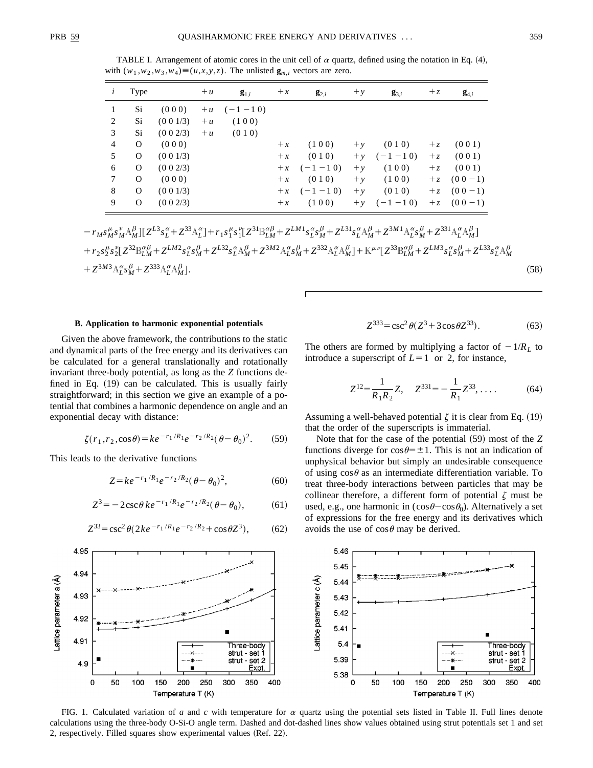TABLE I. Arrangement of atomic cores in the unit cell of $\alpha$ quartz, defined using the notation in Eq. (4), with $(w_1,w_2,w_3,w_4)\equiv(u,x,y,z)$. The unlisted $\mathbf{g}_{m,i}$ vectors are zero.

| $i$ | Type | | $+u$ | $\mathbf{g}_{1,i}$ | $+x$ | $\mathbf{g}_{2,i}$ | $+y$ | $\mathbf{g}_{3,i}$ | $+z$ | $\mathbf{g}_{4,i}$ |
|---|---|---|---|---|---|---|---|---|---|---|
| 1 | Si | (0 0 0) | $+u$ | $(-1\ -1\ 0)$ | | | | | | |
| 2 | Si | (0 0 1/3) | $+u$ | (1 0 0) | | | | | | |
| 3 | Si | (0 0 2/3) | $+u$ | (0 1 0) | | | | | | |
| 4 | O | (0 0 0) | | | $+x$ | (1 0 0) | $+y$ | (0 1 0) | $+z$ | (0 0 1) |
| 5 | O | (0 0 1/3) | | | $+x$ | (0 1 0) | $+y$ | $(-1\ -1\ 0)$ | $+z$ | (0 0 1) |
| 6 | O | (0 0 2/3) | | | $+x$ | $(-1\ -1\ 0)$ | $+y$ | (1 0 0) | $+z$ | (0 0 1) |
| 7 | O | (0 0 0) | | | $+x$ | (0 1 0) | $+y$ | (1 0 0) | $+z$ | $(0\ 0\ -1)$ |
| 8 | O | (0 0 1/3) | | | $+x$ | $(-1\ -1\ 0)$ | $+y$ | (0 1 0) | $+z$ | $(0\ 0\ -1)$ |
| 9 | O | (0 0 2/3) | | | $+x$ | (1 0 0) | $+y$ | $(-1\ -1\ 0)$ | $+z$ | $(0\ 0\ -1)$ |

$$-r_M s_M^\mu s_M^\nu \mathbb{A}_M^\beta][Z^{L3}s_L^\alpha + Z^{33}\mathbb{A}_L^\alpha] + r_1 s_1^\mu s_1^\nu[Z^{31}\mathbb{B}_{LM}^{\alpha\beta} + Z^{LM1}s_L^\alpha s_M^\beta + Z^{L31}s_L^\alpha \mathbb{A}_M^\beta + Z^{3M1}\mathbb{A}_L^\alpha s_M^\beta + Z^{331}\mathbb{A}_L^\alpha \mathbb{A}_M^\beta]$$
$$+ r_2 s_2^\mu s_2^\nu[Z^{32}\mathbb{B}_{LM}^{\alpha\beta} + Z^{LM2}s_L^\alpha s_M^\beta + Z^{L32}s_L^\alpha \mathbb{A}_M^\beta + Z^{3M2}\mathbb{A}_L^\alpha s_M^\beta + Z^{332}\mathbb{A}_L^\alpha \mathbb{A}_M^\beta] + \mathbb{K}^{\mu\nu}[Z^{33}\mathbb{B}_{LM}^{\alpha\beta} + Z^{LM3}s_L^\alpha s_M^\beta + Z^{L33}s_L^\alpha \mathbb{A}_M^\beta$$
$$+ Z^{3M3}\mathbb{A}_L^\alpha s_M^\beta + Z^{333}\mathbb{A}_L^\alpha \mathbb{A}_M^\beta]. \tag{58}$$

### B. Application to harmonic exponential potentials

Given the above framework, the contributions to the static and dynamical parts of the free energy and its derivatives can be calculated for a general translationally and rotationally invariant three-body potential, as long as the $Z$ functions defined in Eq. (19) can be calculated. This is usually fairly straightforward; in this section we give an example of a potential that combines a harmonic dependence on angle and an exponential decay with distance:

$$\zeta(r_1,r_2,\cos\theta) = k e^{-r_1/R_1} e^{-r_2/R_2}(\theta-\theta_0)^2. \tag{59}$$

This leads to the derivative functions

$$Z = k e^{-r_1/R_1} e^{-r_2/R_2}(\theta-\theta_0)^2, \tag{60}$$

$$Z^3 = -2\csc\theta\, k e^{-r_1/R_1} e^{-r_2/R_2}(\theta-\theta_0), \tag{61}$$

$$Z^{33} = \csc^2\theta(2k e^{-r_1/R_1} e^{-r_2/R_2} + \cos\theta Z^3), \tag{62}$$

$$Z^{333} = \csc^2\theta(Z^3 + 3\cos\theta Z^{33}). \tag{63}$$

The others are formed by multiplying a factor of $-1/R_L$ to introduce a superscript of $L=1$ or 2, for instance,

$$Z^{12} = \frac{1}{R_1 R_2}Z, \quad Z^{331} = -\frac{1}{R_1}Z^{33}, \ldots. \tag{64}$$

Assuming a well-behaved potential $\zeta$ it is clear from Eq. (19) that the order of the superscripts is immaterial.

Note that for the case of the potential (59) most of the $Z$ functions diverge for $\cos\theta = \pm 1$. This is not an indication of unphysical behavior but simply an undesirable consequence of using $\cos\theta$ as an intermediate differentiation variable. To treat three-body interactions between particles that may be collinear therefore, a different form of potential $\zeta$ must be used, e.g., one harmonic in $(\cos\theta - \cos\theta_0)$. Alternatively a set of expressions for the free energy and its derivatives which avoids the use of $\cos\theta$ may be derived.

FIG. 1. Calculated variation of $a$ and $c$ with temperature for $\alpha$ quartz using the potential sets listed in Table II. Full lines denote calculations using the three-body O-Si-O angle term. Dashed and dot-dashed lines show values obtained using strut potentials set 1 and set 2, respectively. Filled squares show experimental values (Ref. 22).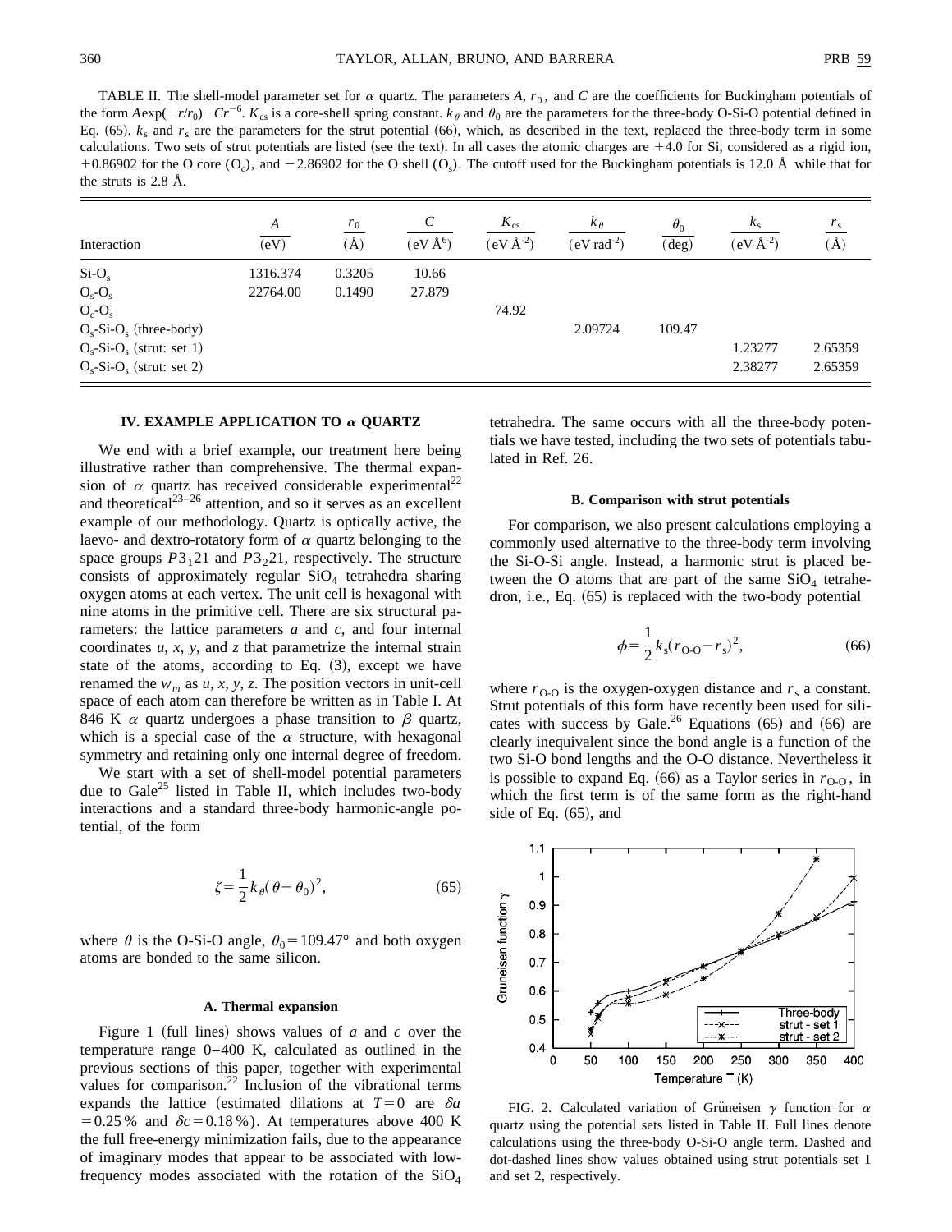TABLE II. The shell-model parameter set for $\alpha$ quartz. The parameters $A$, $r_0$, and $C$ are the coefficients for Buckingham potentials of the form $A\exp(-r/r_0)-Cr^{-6}$. $K_{cs}$ is a core-shell spring constant. $k_\theta$ and $\theta_0$ are the parameters for the three-body O-Si-O potential defined in Eq. (65). $k_s$ and $r_s$ are the parameters for the strut potential (66), which, as described in the text, replaced the three-body term in some calculations. Two sets of strut potentials are listed (see the text). In all cases the atomic charges are +4.0 for Si, considered as a rigid ion, +0.86902 for the O core ($O_c$), and −2.86902 for the O shell ($O_s$). The cutoff used for the Buckingham potentials is 12.0 Å while that for the struts is 2.8 Å.

| Interaction | $A$ (eV) | $r_0$ (Å) | $C$ (eV Å$^6$) | $K_{cs}$ (eV Å$^{-2}$) | $k_\theta$ (eV rad$^{-2}$) | $\theta_0$ (deg) | $k_s$ (eV Å$^{-2}$) | $r_s$ (Å) |
|---|---|---|---|---|---|---|---|---|
| Si-$O_s$ | 1316.374 | 0.3205 | 10.66 | | | | | |
| $O_s$-$O_s$ | 22764.00 | 0.1490 | 27.879 | | | | | |
| $O_c$-$O_s$ | | | | 74.92 | | | | |
| $O_s$-Si-$O_s$ (three-body) | | | | | 2.09724 | 109.47 | | |
| $O_s$-Si-$O_s$ (strut: set 1) | | | | | | | 1.23277 | 2.65359 |
| $O_s$-Si-$O_s$ (strut: set 2) | | | | | | | 2.38277 | 2.65359 |

## IV. EXAMPLE APPLICATION TO $\alpha$ QUARTZ

We end with a brief example, our treatment here being illustrative rather than comprehensive. The thermal expansion of $\alpha$ quartz has received considerable experimental[22] and theoretical[23–26] attention, and so it serves as an excellent example of our methodology. Quartz is optically active, the laevo- and dextro-rotatory form of $\alpha$ quartz belonging to the space groups $P3_121$ and $P3_221$, respectively. The structure consists of approximately regular $SiO_4$ tetrahedra sharing oxygen atoms at each vertex. The unit cell is hexagonal with nine atoms in the primitive cell. There are six structural parameters: the lattice parameters $a$ and $c$, and four internal coordinates $u$, $x$, $y$, and $z$ that parametrize the internal strain state of the atoms, according to Eq. (3), except we have renamed the $w_m$ as $u$, $x$, $y$, $z$. The position vectors in unit-cell space of each atom can therefore be written as in Table I. At 846 K $\alpha$ quartz undergoes a phase transition to $\beta$ quartz, which is a special case of the $\alpha$ structure, with hexagonal symmetry and retaining only one internal degree of freedom.

We start with a set of shell-model potential parameters due to Gale[25] listed in Table II, which includes two-body interactions and a standard three-body harmonic-angle potential, of the form

$$\zeta=\frac{1}{2}k_\theta(\theta-\theta_0)^2, \tag{65}$$

where $\theta$ is the O-Si-O angle, $\theta_0=109.47°$ and both oxygen atoms are bonded to the same silicon.

### A. Thermal expansion

Figure 1 (full lines) shows values of $a$ and $c$ over the temperature range 0–400 K, calculated as outlined in the previous sections of this paper, together with experimental values for comparison.[22] Inclusion of the vibrational terms expands the lattice (estimated dilations at $T=0$ are $\delta a=0.25\%$ and $\delta c=0.18\%$). At temperatures above 400 K the full free-energy minimization fails, due to the appearance of imaginary modes that appear to be associated with low-frequency modes associated with the rotation of the $SiO_4$ tetrahedra. The same occurs with all the three-body potentials we have tested, including the two sets of potentials tabulated in Ref. 26.

### B. Comparison with strut potentials

For comparison, we also present calculations employing a commonly used alternative to the three-body term involving the Si-O-Si angle. Instead, a harmonic strut is placed between the O atoms that are part of the same $SiO_4$ tetrahedron, i.e., Eq. (65) is replaced with the two-body potential

$$\phi=\frac{1}{2}k_s(r_{\text{O-O}}-r_s)^2, \tag{66}$$

where $r_{\text{O-O}}$ is the oxygen-oxygen distance and $r_s$ a constant. Strut potentials of this form have recently been used for silicates with success by Gale.[26] Equations (65) and (66) are clearly inequivalent since the bond angle is a function of the two Si-O bond lengths and the O-O distance. Nevertheless it is possible to expand Eq. (66) as a Taylor series in $r_{\text{O-O}}$, in which the first term is of the same form as the right-hand side of Eq. (65), and

FIG. 2. Calculated variation of Grüneisen $\gamma$ function for $\alpha$ quartz using the potential sets listed in Table II. Full lines denote calculations using the three-body O-Si-O angle term. Dashed and dot-dashed lines show values obtained using strut potentials set 1 and set 2, respectively.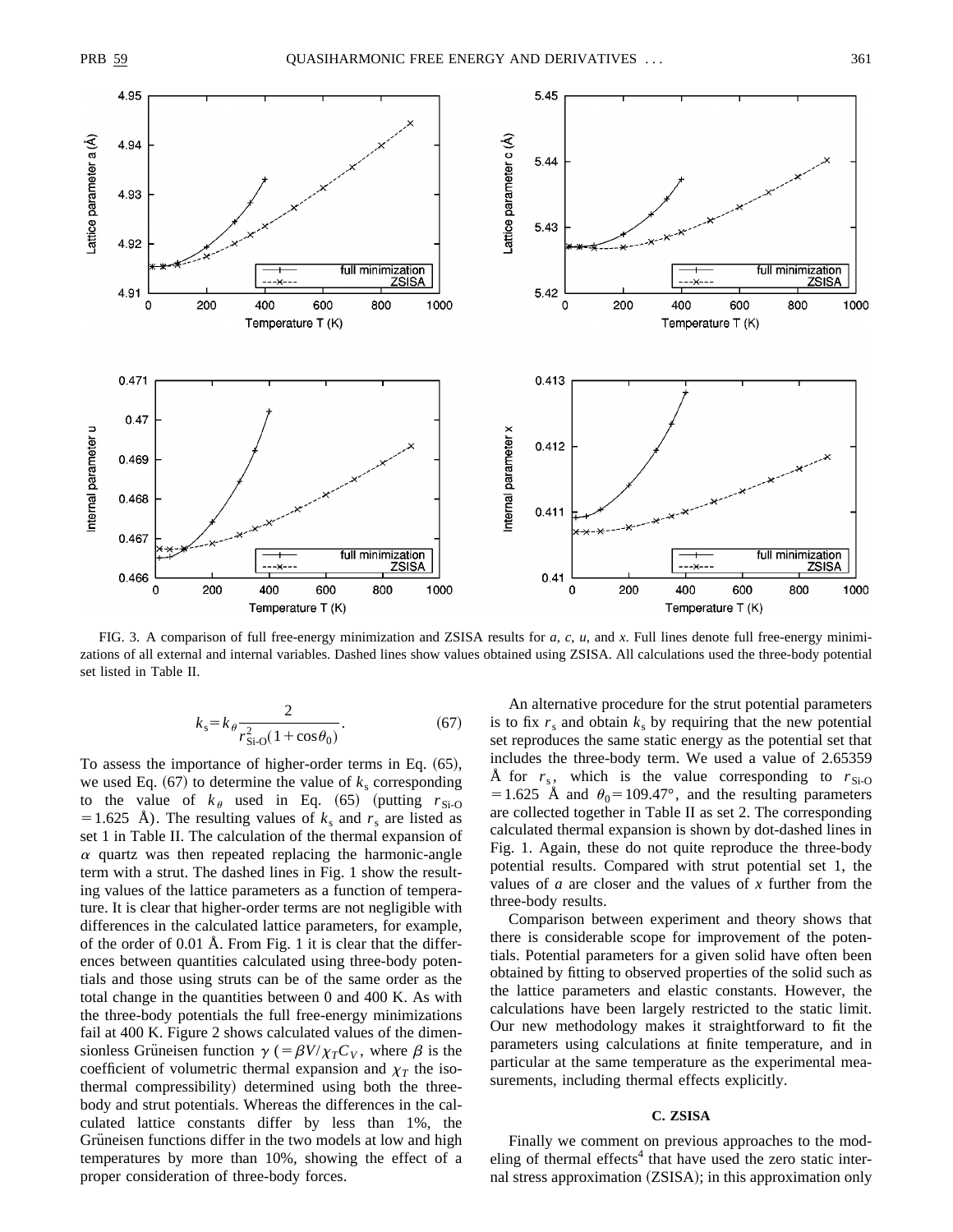FIG. 3. A comparison of full free-energy minimization and ZSISA results for *a*, *c*, *u*, and *x*. Full lines denote full free-energy minimizations of all external and internal variables. Dashed lines show values obtained using ZSISA. All calculations used the three-body potential set listed in Table II.

$$k_s = k_\theta \frac{2}{r_{\text{Si-O}}^2(1+\cos\theta_0)}. \tag{67}$$

To assess the importance of higher-order terms in Eq. (65), we used Eq. (67) to determine the value of $k_s$ corresponding to the value of $k_\theta$ used in Eq. (65) (putting $r_{\text{Si-O}} = 1.625$ Å). The resulting values of $k_s$ and $r_s$ are listed as set 1 in Table II. The calculation of the thermal expansion of $\alpha$ quartz was then repeated replacing the harmonic-angle term with a strut. The dashed lines in Fig. 1 show the resulting values of the lattice parameters as a function of temperature. It is clear that higher-order terms are not negligible with differences in the calculated lattice parameters, for example, of the order of 0.01 Å. From Fig. 1 it is clear that the differences between quantities calculated using three-body potentials and those using struts can be of the same order as the total change in the quantities between 0 and 400 K. As with the three-body potentials the full free-energy minimizations fail at 400 K. Figure 2 shows calculated values of the dimensionless Grüneisen function $\gamma$ ($=\beta V/\chi_T C_V$, where $\beta$ is the coefficient of volumetric thermal expansion and $\chi_T$ the isothermal compressibility) determined using both the three-body and strut potentials. Whereas the differences in the calculated lattice constants differ by less than 1%, the Grüneisen functions differ in the two models at low and high temperatures by more than 10%, showing the effect of a proper consideration of three-body forces.

An alternative procedure for the strut potential parameters is to fix $r_s$ and obtain $k_s$ by requiring that the new potential set reproduces the same static energy as the potential set that includes the three-body term. We used a value of 2.65359 Å for $r_s$, which is the value corresponding to $r_{\text{Si-O}} = 1.625$ Å and $\theta_0 = 109.47°$, and the resulting parameters are collected together in Table II as set 2. The corresponding calculated thermal expansion is shown by dot-dashed lines in Fig. 1. Again, these do not quite reproduce the three-body potential results. Compared with strut potential set 1, the values of *a* are closer and the values of *x* further from the three-body results.

Comparison between experiment and theory shows that there is considerable scope for improvement of the potentials. Potential parameters for a given solid have often been obtained by fitting to observed properties of the solid such as the lattice parameters and elastic constants. However, the calculations have been largely restricted to the static limit. Our new methodology makes it straightforward to fit the parameters using calculations at finite temperature, and in particular at the same temperature as the experimental measurements, including thermal effects explicitly.

### C. ZSISA

Finally we comment on previous approaches to the modeling of thermal effects[4] that have used the zero static internal stress approximation (ZSISA); in this approximation only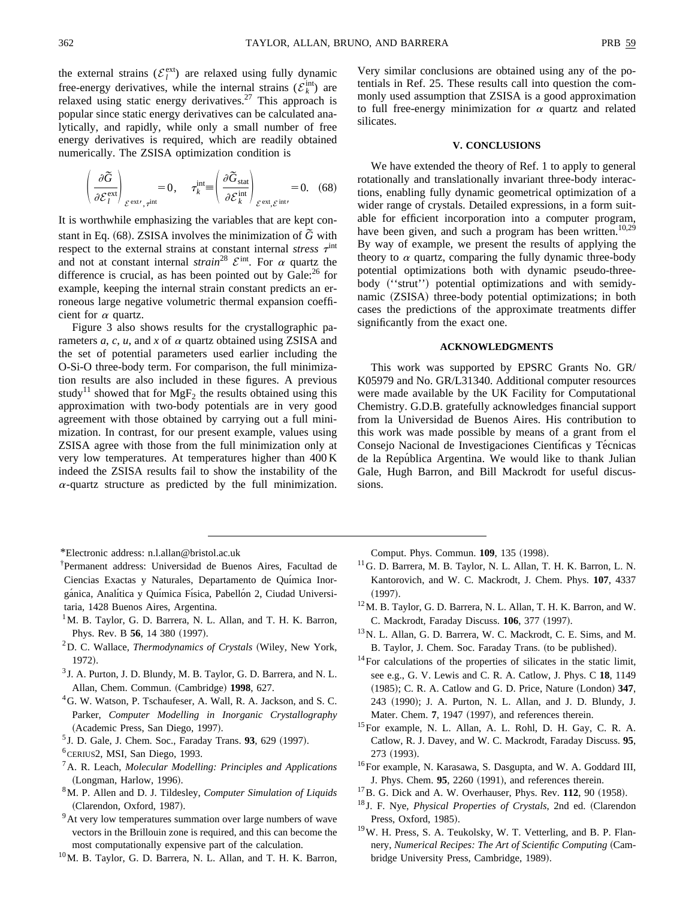the external strains ($\mathcal{E}_l^{\rm ext}$) are relaxed using fully dynamic free-energy derivatives, while the internal strains ($\mathcal{E}_k^{\rm int}$) are relaxed using static energy derivatives.[27] This approach is popular since static energy derivatives can be calculated analytically, and rapidly, while only a small number of free energy derivatives is required, which are readily obtained numerically. The ZSISA optimization condition is

$$\left(\frac{\partial \tilde{G}}{\partial \mathcal{E}_l^{\rm ext}}\right)_{\mathcal{E}^{\rm ext\prime},\tau^{\rm int}}=0,\quad \tau_k^{\rm int}\equiv\left(\frac{\partial \tilde{G}_{\rm stat}}{\partial \mathcal{E}_k^{\rm int}}\right)_{\mathcal{E}^{\rm ext},\mathcal{E}^{\rm int\prime}}=0. \quad (68)$$

It is worthwhile emphasizing the variables that are kept constant in Eq. (68). ZSISA involves the minimization of $\tilde{G}$ with respect to the external strains at constant internal *stress* $\tau^{\rm int}$ and not at constant internal *strain*[28] $\mathcal{E}^{\rm int}$. For $\alpha$ quartz the difference is crucial, as has been pointed out by Gale:[26] for example, keeping the internal strain constant predicts an erroneous large negative volumetric thermal expansion coefficient for $\alpha$ quartz.

Figure 3 also shows results for the crystallographic parameters *a*, *c*, *u*, and *x* of $\alpha$ quartz obtained using ZSISA and the set of potential parameters used earlier including the O-Si-O three-body term. For comparison, the full minimization results are also included in these figures. A previous study[11] showed that for $MgF_2$ the results obtained using this approximation with two-body potentials are in very good agreement with those obtained by carrying out a full minimization. In contrast, for our present example, values using ZSISA agree with those from the full minimization only at very low temperatures. At temperatures higher than 400 K indeed the ZSISA results fail to show the instability of the $\alpha$-quartz structure as predicted by the full minimization. Very similar conclusions are obtained using any of the potentials in Ref. 25. These results call into question the commonly used assumption that ZSISA is a good approximation to full free-energy minimization for $\alpha$ quartz and related silicates.

## V. CONCLUSIONS

We have extended the theory of Ref. 1 to apply to general rotationally and translationally invariant three-body interactions, enabling fully dynamic geometrical optimization of a wider range of crystals. Detailed expressions, in a form suitable for efficient incorporation into a computer program, have been given, and such a program has been written.[10,29] By way of example, we present the results of applying the theory to $\alpha$ quartz, comparing the fully dynamic three-body potential optimizations both with dynamic pseudo-three-body (''strut'') potential optimizations and with semidynamic (ZSISA) three-body potential optimizations; in both cases the predictions of the approximate treatments differ significantly from the exact one.

## ACKNOWLEDGMENTS

This work was supported by EPSRC Grants No. GR/K05979 and No. GR/L31340. Additional computer resources were made available by the UK Facility for Computational Chemistry. G.D.B. gratefully acknowledges financial support from la Universidad de Buenos Aires. His contribution to this work was made possible by means of a grant from el Consejo Nacional de Investigaciones Científicas y Técnicas de la República Argentina. We would like to thank Julian Gale, Hugh Barron, and Bill Mackrodt for useful discussions.

---

*Electronic address: n.l.allan@bristol.ac.uk

†Permanent address: Universidad de Buenos Aires, Facultad de Ciencias Exactas y Naturales, Departamento de Química Inorgánica, Analítica y Química Física, Pabellón 2, Ciudad Universitaria, 1428 Buenos Aires, Argentina.

[1] M. B. Taylor, G. D. Barrera, N. L. Allan, and T. H. K. Barron, Phys. Rev. B **56**, 14 380 (1997).

[2] D. C. Wallace, *Thermodynamics of Crystals* (Wiley, New York, 1972).

[3] J. A. Purton, J. D. Blundy, M. B. Taylor, G. D. Barrera, and N. L. Allan, Chem. Commun. (Cambridge) **1998**, 627.

[4] G. W. Watson, P. Tschaufeser, A. Wall, R. A. Jackson, and S. C. Parker, *Computer Modelling in Inorganic Crystallography* (Academic Press, San Diego, 1997).

[5] J. D. Gale, J. Chem. Soc., Faraday Trans. **93**, 629 (1997).

[6] CERIUS2, MSI, San Diego, 1993.

[7] A. R. Leach, *Molecular Modelling: Principles and Applications* (Longman, Harlow, 1996).

[8] M. P. Allen and D. J. Tildesley, *Computer Simulation of Liquids* (Clarendon, Oxford, 1987).

[9] At very low temperatures summation over large numbers of wave vectors in the Brillouin zone is required, and this can become the most computationally expensive part of the calculation.

[10] M. B. Taylor, G. D. Barrera, N. L. Allan, and T. H. K. Barron, Comput. Phys. Commun. **109**, 135 (1998).

[11] G. D. Barrera, M. B. Taylor, N. L. Allan, T. H. K. Barron, L. N. Kantorovich, and W. C. Mackrodt, J. Chem. Phys. **107**, 4337 (1997).

[12] M. B. Taylor, G. D. Barrera, N. L. Allan, T. H. K. Barron, and W. C. Mackrodt, Faraday Discuss. **106**, 377 (1997).

[13] N. L. Allan, G. D. Barrera, W. C. Mackrodt, C. E. Sims, and M. B. Taylor, J. Chem. Soc. Faraday Trans. (to be published).

[14] For calculations of the properties of silicates in the static limit, see e.g., G. V. Lewis and C. R. A. Catlow, J. Phys. C **18**, 1149 (1985); C. R. A. Catlow and G. D. Price, Nature (London) **347**, 243 (1990); J. A. Purton, N. L. Allan, and J. D. Blundy, J. Mater. Chem. **7**, 1947 (1997), and references therein.

[15] For example, N. L. Allan, A. L. Rohl, D. H. Gay, C. R. A. Catlow, R. J. Davey, and W. C. Mackrodt, Faraday Discuss. **95**, 273 (1993).

[16] For example, N. Karasawa, S. Dasgupta, and W. A. Goddard III, J. Phys. Chem. **95**, 2260 (1991), and references therein.

[17] B. G. Dick and A. W. Overhauser, Phys. Rev. **112**, 90 (1958).

[18] J. F. Nye, *Physical Properties of Crystals*, 2nd ed. (Clarendon Press, Oxford, 1985).

[19] W. H. Press, S. A. Teukolsky, W. T. Vetterling, and B. P. Flannery, *Numerical Recipes: The Art of Scientific Computing* (Cambridge University Press, Cambridge, 1989).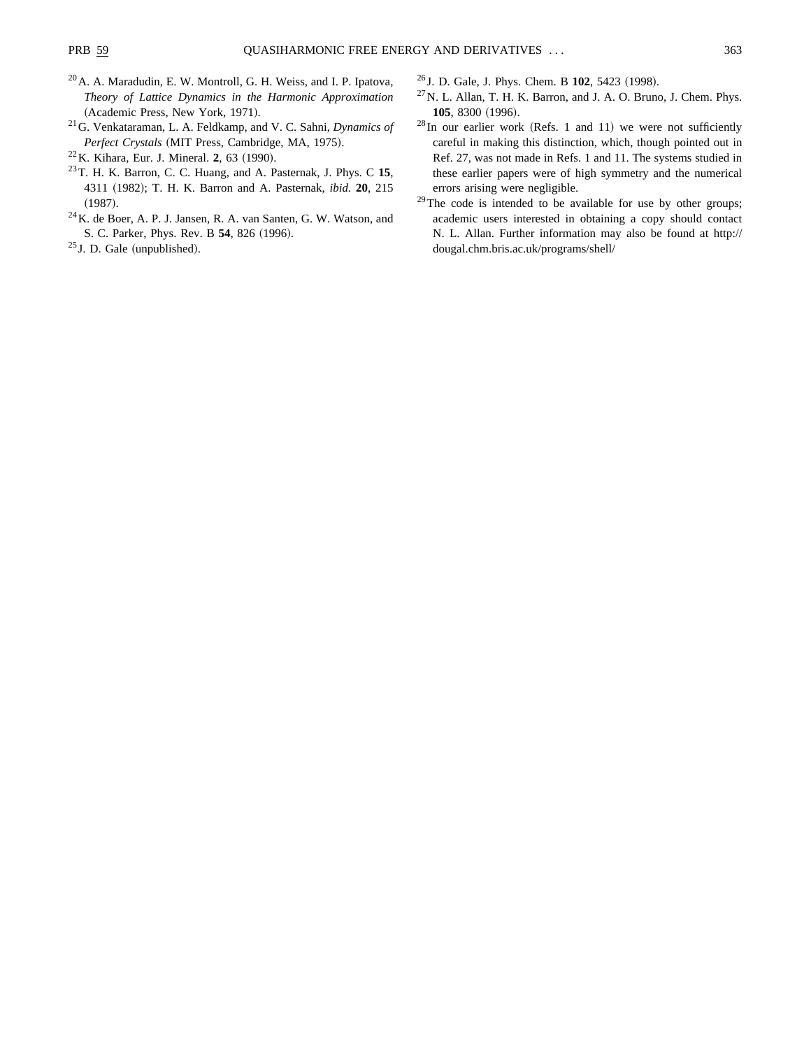[20] A. A. Maradudin, E. W. Montroll, G. H. Weiss, and I. P. Ipatova, *Theory of Lattice Dynamics in the Harmonic Approximation* (Academic Press, New York, 1971).

[21] G. Venkataraman, L. A. Feldkamp, and V. C. Sahni, *Dynamics of Perfect Crystals* (MIT Press, Cambridge, MA, 1975).

[22] K. Kihara, Eur. J. Mineral. **2**, 63 (1990).

[23] T. H. K. Barron, C. C. Huang, and A. Pasternak, J. Phys. C **15**, 4311 (1982); T. H. K. Barron and A. Pasternak, *ibid.* **20**, 215 (1987).

[24] K. de Boer, A. P. J. Jansen, R. A. van Santen, G. W. Watson, and S. C. Parker, Phys. Rev. B **54**, 826 (1996).

[25] J. D. Gale (unpublished).

[26] J. D. Gale, J. Phys. Chem. B **102**, 5423 (1998).

[27] N. L. Allan, T. H. K. Barron, and J. A. O. Bruno, J. Chem. Phys. **105**, 8300 (1996).

[28] In our earlier work (Refs. 1 and 11) we were not sufficiently careful in making this distinction, which, though pointed out in Ref. 27, was not made in Refs. 1 and 11. The systems studied in these earlier papers were of high symmetry and the numerical errors arising were negligible.

[29] The code is intended to be available for use by other groups; academic users interested in obtaining a copy should contact N. L. Allan. Further information may also be found at http://dougal.chm.bris.ac.uk/programs/shell/